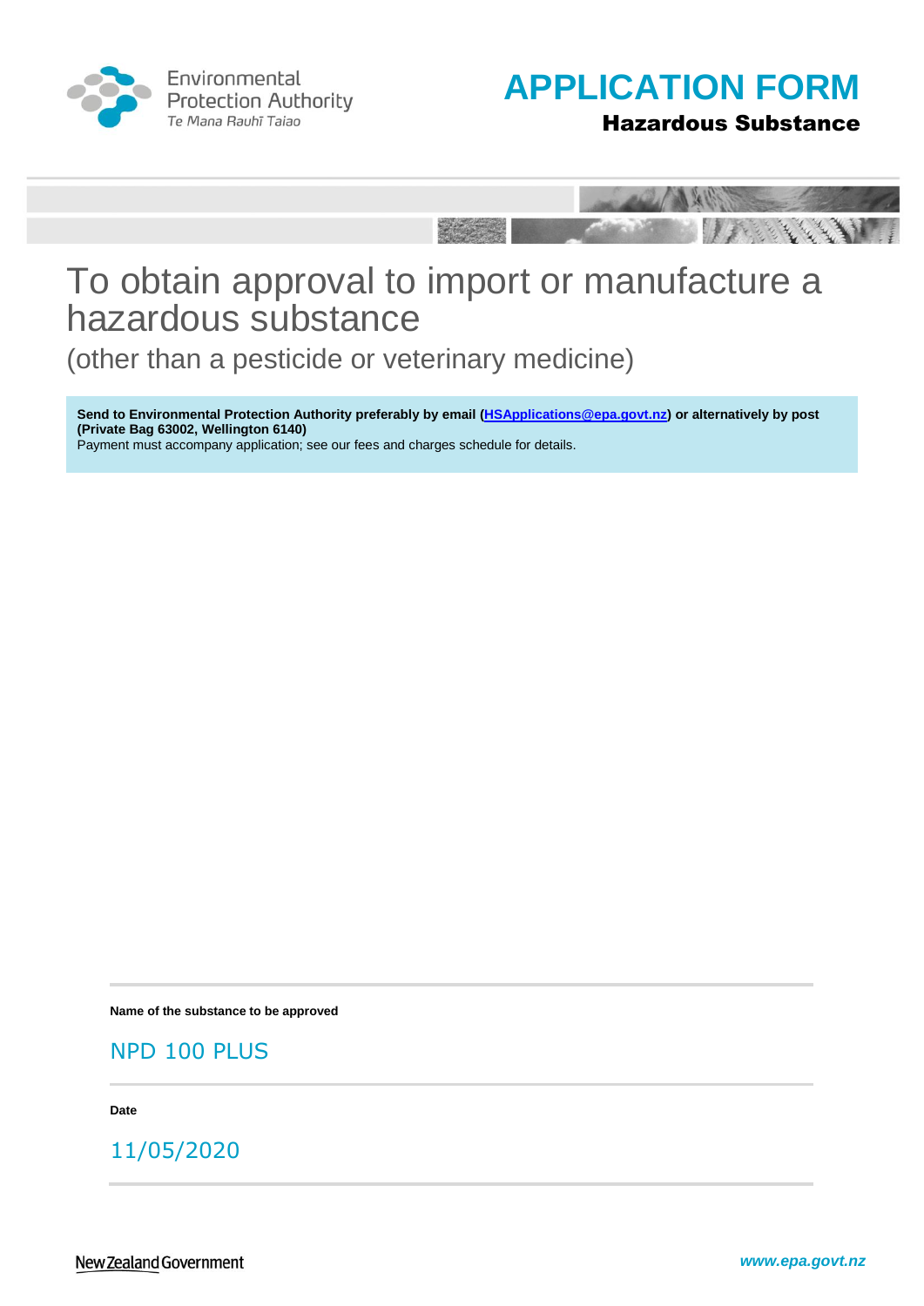Environmental Protection Authority
Te Mana Rauhī Taiao

# APPLICATION FORM

**Hazardous Substance**

# To obtain approval to import or manufacture a hazardous substance

## (other than a pesticide or veterinary medicine)

**Send to Environmental Protection Authority preferably by email ([HSApplications@epa.govt.nz](mailto:HSApplications@epa.govt.nz)) or alternatively by post (Private Bag 63002, Wellington 6140)**
Payment must accompany application; see our fees and charges schedule for details.

**Name of the substance to be approved**

NPD 100 PLUS

**Date**

11/05/2020

New Zealand Government

www.epa.govt.nz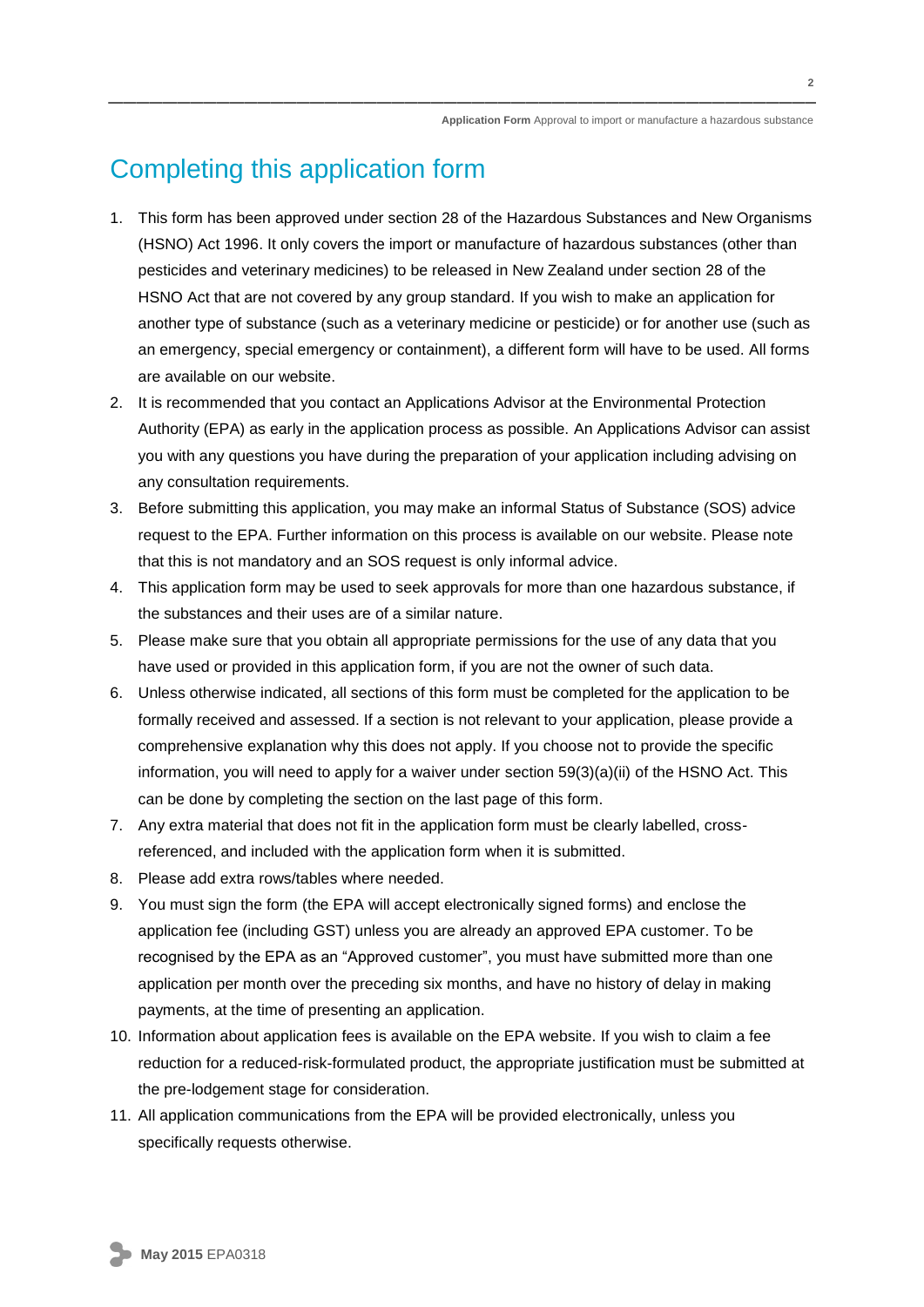# Completing this application form

1. This form has been approved under section 28 of the Hazardous Substances and New Organisms (HSNO) Act 1996. It only covers the import or manufacture of hazardous substances (other than pesticides and veterinary medicines) to be released in New Zealand under section 28 of the HSNO Act that are not covered by any group standard. If you wish to make an application for another type of substance (such as a veterinary medicine or pesticide) or for another use (such as an emergency, special emergency or containment), a different form will have to be used. All forms are available on our website.
2. It is recommended that you contact an Applications Advisor at the Environmental Protection Authority (EPA) as early in the application process as possible. An Applications Advisor can assist you with any questions you have during the preparation of your application including advising on any consultation requirements.
3. Before submitting this application, you may make an informal Status of Substance (SOS) advice request to the EPA. Further information on this process is available on our website. Please note that this is not mandatory and an SOS request is only informal advice.
4. This application form may be used to seek approvals for more than one hazardous substance, if the substances and their uses are of a similar nature.
5. Please make sure that you obtain all appropriate permissions for the use of any data that you have used or provided in this application form, if you are not the owner of such data.
6. Unless otherwise indicated, all sections of this form must be completed for the application to be formally received and assessed. If a section is not relevant to your application, please provide a comprehensive explanation why this does not apply. If you choose not to provide the specific information, you will need to apply for a waiver under section 59(3)(a)(ii) of the HSNO Act. This can be done by completing the section on the last page of this form.
7. Any extra material that does not fit in the application form must be clearly labelled, cross-referenced, and included with the application form when it is submitted.
8. Please add extra rows/tables where needed.
9. You must sign the form (the EPA will accept electronically signed forms) and enclose the application fee (including GST) unless you are already an approved EPA customer. To be recognised by the EPA as an "Approved customer", you must have submitted more than one application per month over the preceding six months, and have no history of delay in making payments, at the time of presenting an application.
10. Information about application fees is available on the EPA website. If you wish to claim a fee reduction for a reduced-risk-formulated product, the appropriate justification must be submitted at the pre-lodgement stage for consideration.
11. All application communications from the EPA will be provided electronically, unless you specifically requests otherwise.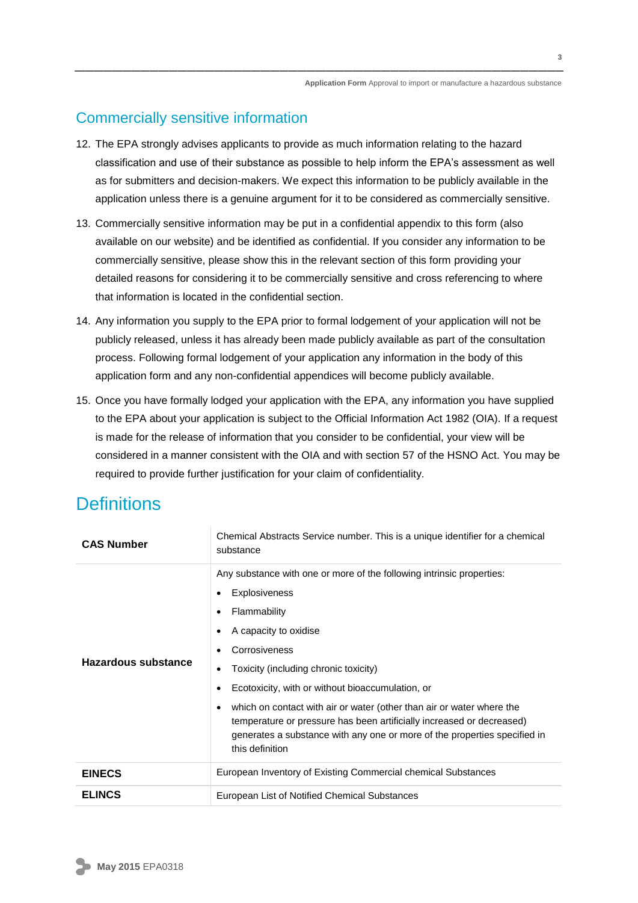## Commercially sensitive information

12. The EPA strongly advises applicants to provide as much information relating to the hazard classification and use of their substance as possible to help inform the EPA's assessment as well as for submitters and decision-makers. We expect this information to be publicly available in the application unless there is a genuine argument for it to be considered as commercially sensitive.
13. Commercially sensitive information may be put in a confidential appendix to this form (also available on our website) and be identified as confidential. If you consider any information to be commercially sensitive, please show this in the relevant section of this form providing your detailed reasons for considering it to be commercially sensitive and cross referencing to where that information is located in the confidential section.
14. Any information you supply to the EPA prior to formal lodgement of your application will not be publicly released, unless it has already been made publicly available as part of the consultation process. Following formal lodgement of your application any information in the body of this application form and any non-confidential appendices will become publicly available.
15. Once you have formally lodged your application with the EPA, any information you have supplied to the EPA about your application is subject to the Official Information Act 1982 (OIA). If a request is made for the release of information that you consider to be confidential, your view will be considered in a manner consistent with the OIA and with section 57 of the HSNO Act. You may be required to provide further justification for your claim of confidentiality.

# Definitions

| | |
|---|---|
| **CAS Number** | Chemical Abstracts Service number. This is a unique identifier for a chemical substance |
| **Hazardous substance** | Any substance with one or more of the following intrinsic properties:<br>• Explosiveness<br>• Flammability<br>• A capacity to oxidise<br>• Corrosiveness<br>• Toxicity (including chronic toxicity)<br>• Ecotoxicity, with or without bioaccumulation, or<br>• which on contact with air or water (other than air or water where the temperature or pressure has been artificially increased or decreased) generates a substance with any one or more of the properties specified in this definition |
| **EINECS** | European Inventory of Existing Commercial chemical Substances |
| **ELINCS** | European List of Notified Chemical Substances |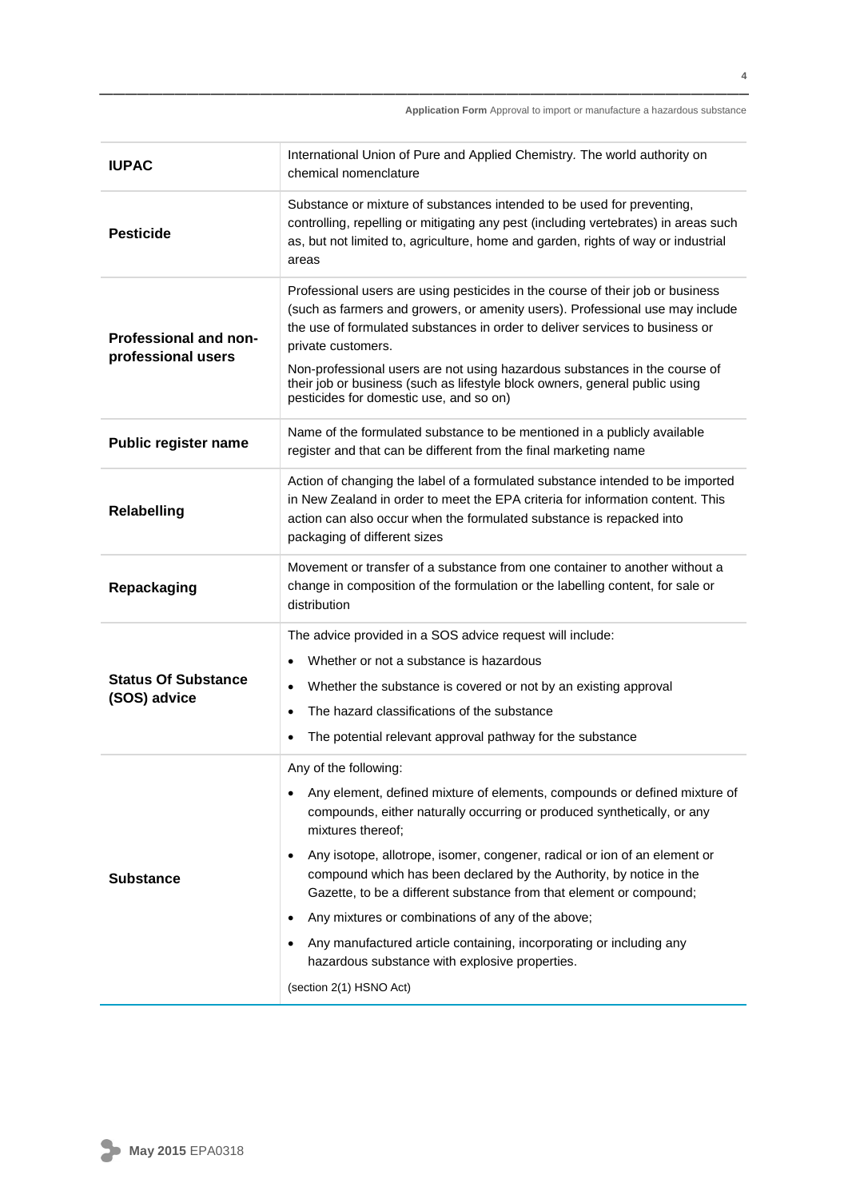| | |
|---|---|
| **IUPAC** | International Union of Pure and Applied Chemistry. The world authority on chemical nomenclature |
| **Pesticide** | Substance or mixture of substances intended to be used for preventing, controlling, repelling or mitigating any pest (including vertebrates) in areas such as, but not limited to, agriculture, home and garden, rights of way or industrial areas |
| **Professional and non-professional users** | Professional users are using pesticides in the course of their job or business (such as farmers and growers, or amenity users). Professional use may include the use of formulated substances in order to deliver services to business or private customers.<br>Non-professional users are not using hazardous substances in the course of their job or business (such as lifestyle block owners, general public using pesticides for domestic use, and so on) |
| **Public register name** | Name of the formulated substance to be mentioned in a publicly available register and that can be different from the final marketing name |
| **Relabelling** | Action of changing the label of a formulated substance intended to be imported in New Zealand in order to meet the EPA criteria for information content. This action can also occur when the formulated substance is repacked into packaging of different sizes |
| **Repackaging** | Movement or transfer of a substance from one container to another without a change in composition of the formulation or the labelling content, for sale or distribution |
| **Status Of Substance (SOS) advice** | The advice provided in a SOS advice request will include:<br>• Whether or not a substance is hazardous<br>• Whether the substance is covered or not by an existing approval<br>• The hazard classifications of the substance<br>• The potential relevant approval pathway for the substance |
| **Substance** | Any of the following:<br>• Any element, defined mixture of elements, compounds or defined mixture of compounds, either naturally occurring or produced synthetically, or any mixtures thereof;<br>• Any isotope, allotrope, isomer, congener, radical or ion of an element or compound which has been declared by the Authority, by notice in the Gazette, to be a different substance from that element or compound;<br>• Any mixtures or combinations of any of the above;<br>• Any manufactured article containing, incorporating or including any hazardous substance with explosive properties.<br>(section 2(1) HSNO Act) |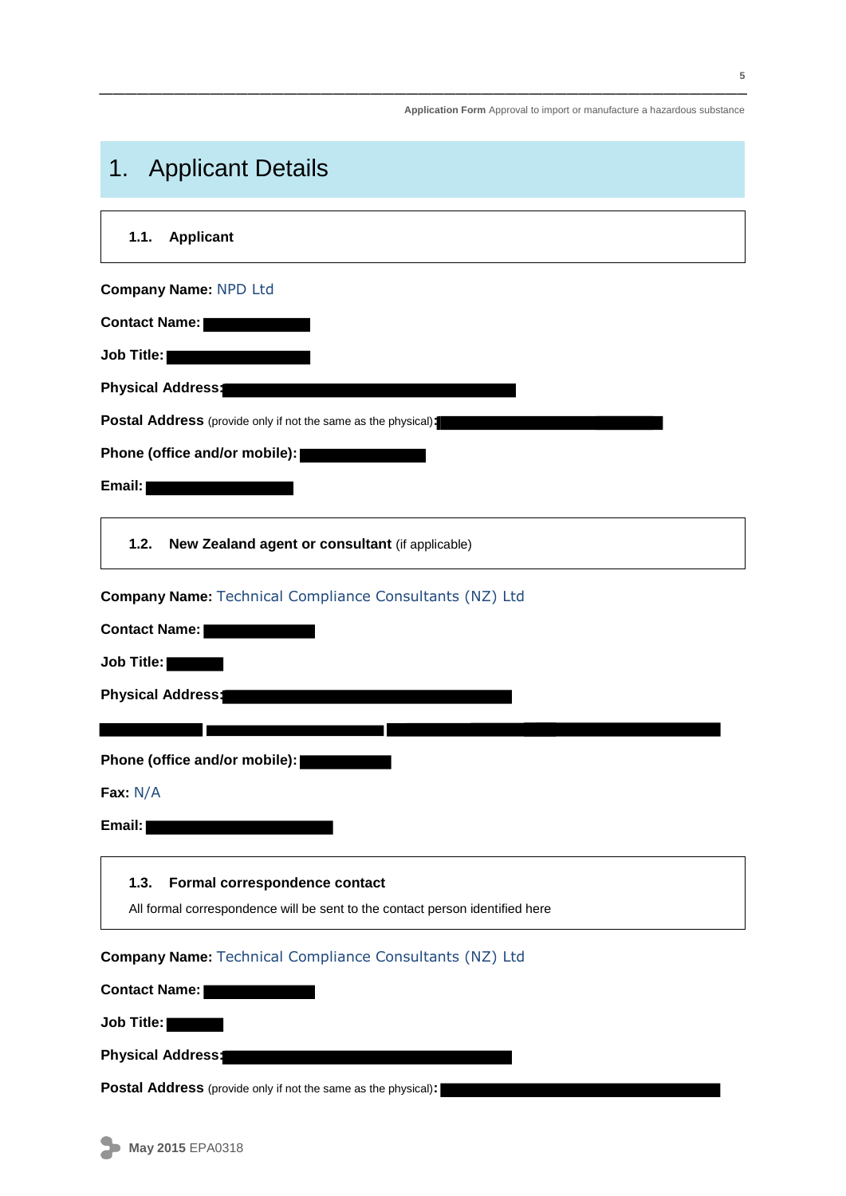# 1. Applicant Details

### 1.1. Applicant

**Company Name:** NPD Ltd

**Contact Name:**

**Job Title:**

**Physical Address:**

**Postal Address** (provide only if not the same as the physical):

**Phone (office and/or mobile):**

**Email:**

### 1.2. New Zealand agent or consultant (if applicable)

**Company Name:** Technical Compliance Consultants (NZ) Ltd

**Contact Name:**

**Job Title:**

**Physical Address:**

**Phone (office and/or mobile):**

**Fax:** N/A

**Email:**

### 1.3. Formal correspondence contact

All formal correspondence will be sent to the contact person identified here

**Company Name:** Technical Compliance Consultants (NZ) Ltd

**Contact Name:**

**Job Title:**

**Physical Address:**

**Postal Address** (provide only if not the same as the physical):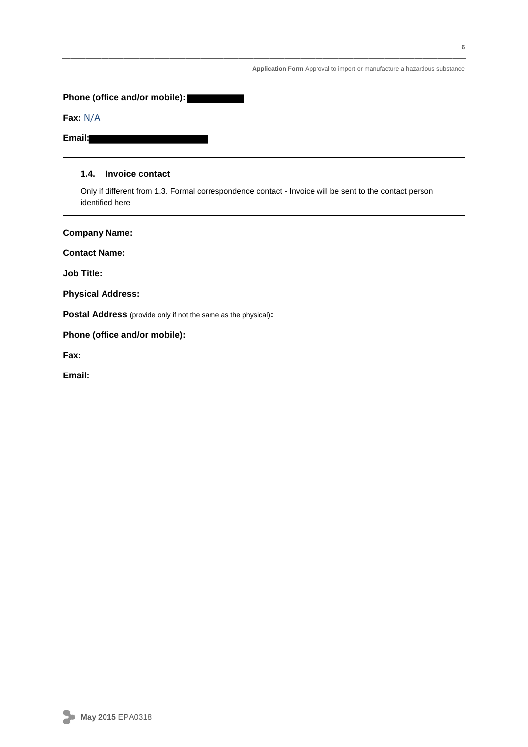**Phone (office and/or mobile):** [redacted]

**Fax:** N/A

**Email:** [redacted]

### 1.4. Invoice contact

Only if different from 1.3. Formal correspondence contact - Invoice will be sent to the contact person identified here

**Company Name:**

**Contact Name:**

**Job Title:**

**Physical Address:**

**Postal Address** (provide only if not the same as the physical)**:**

**Phone (office and/or mobile):**

**Fax:**

**Email:**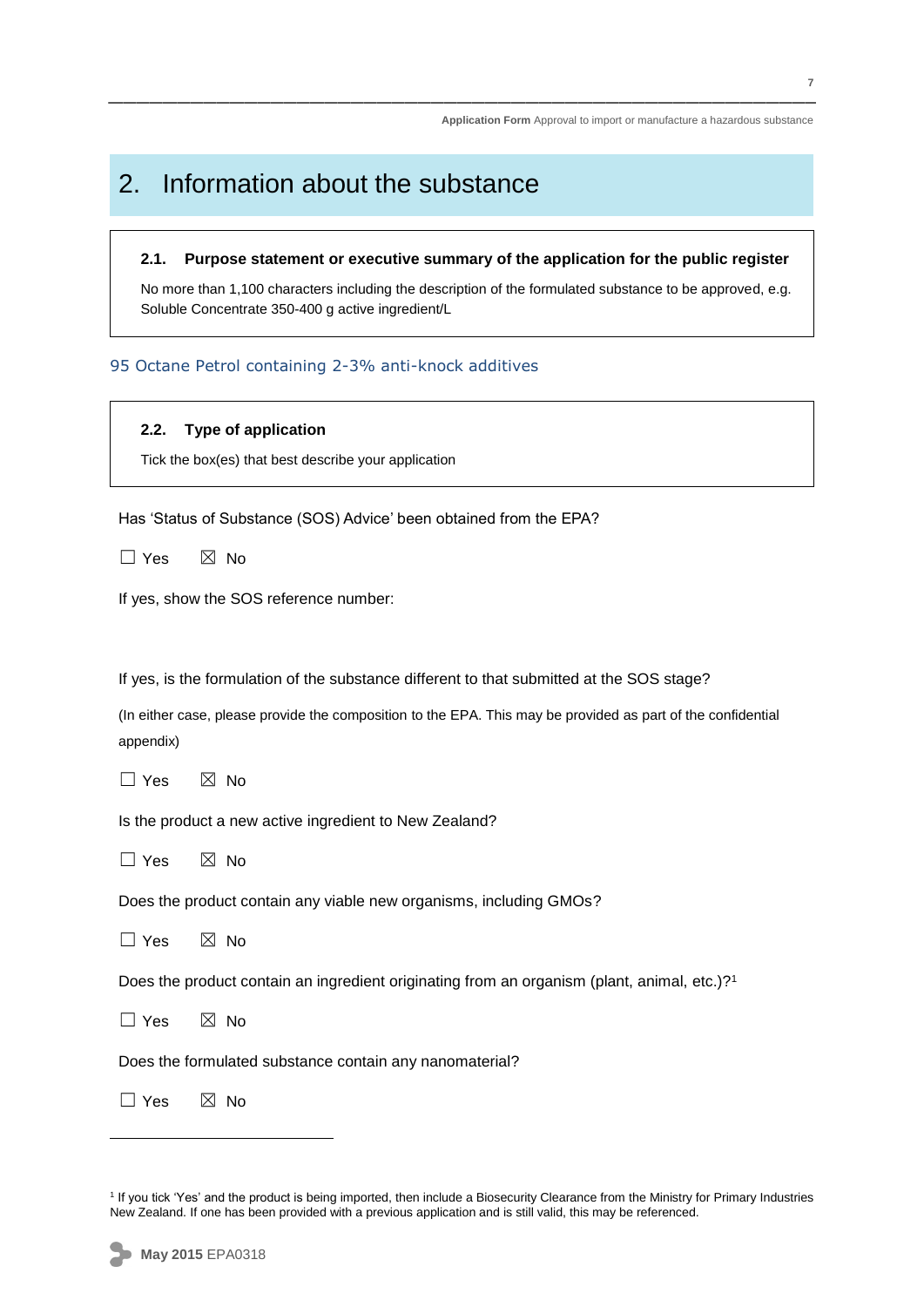# 2. Information about the substance

### 2.1. Purpose statement or executive summary of the application for the public register

No more than 1,100 characters including the description of the formulated substance to be approved, e.g. Soluble Concentrate 350-400 g active ingredient/L

95 Octane Petrol containing 2-3% anti-knock additives

### 2.2. Type of application

Tick the box(es) that best describe your application

Has 'Status of Substance (SOS) Advice' been obtained from the EPA?

☐ Yes ☒ No

If yes, show the SOS reference number:

If yes, is the formulation of the substance different to that submitted at the SOS stage?

(In either case, please provide the composition to the EPA. This may be provided as part of the confidential appendix)

☐ Yes ☒ No

Is the product a new active ingredient to New Zealand?

☐ Yes ☒ No

Does the product contain any viable new organisms, including GMOs?

☐ Yes ☒ No

Does the product contain an ingredient originating from an organism (plant, animal, etc.)?[1]

☐ Yes ☒ No

Does the formulated substance contain any nanomaterial?

☐ Yes ☒ No

---

[1] If you tick 'Yes' and the product is being imported, then include a Biosecurity Clearance from the Ministry for Primary Industries New Zealand. If one has been provided with a previous application and is still valid, this may be referenced.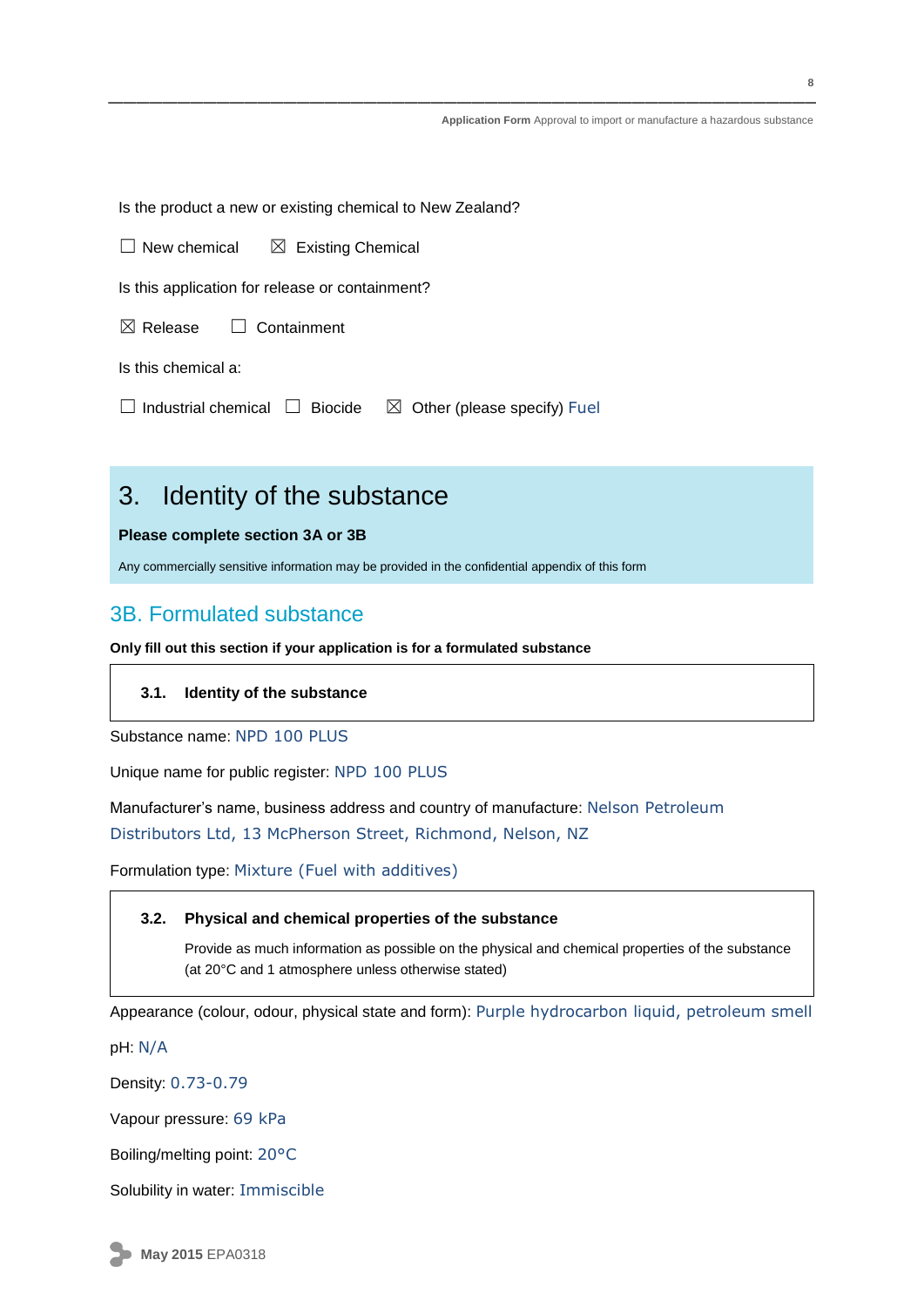Is the product a new or existing chemical to New Zealand?

☐ New chemical ☒ Existing Chemical

Is this application for release or containment?

☒ Release ☐ Containment

Is this chemical a:

☐ Industrial chemical ☐ Biocide ☒ Other (please specify) Fuel

# 3. Identity of the substance

**Please complete section 3A or 3B**

Any commercially sensitive information may be provided in the confidential appendix of this form

## 3B. Formulated substance

**Only fill out this section if your application is for a formulated substance**

### 3.1. Identity of the substance

Substance name: NPD 100 PLUS

Unique name for public register: NPD 100 PLUS

Manufacturer's name, business address and country of manufacture: Nelson Petroleum Distributors Ltd, 13 McPherson Street, Richmond, Nelson, NZ

Formulation type: Mixture (Fuel with additives)

### 3.2. Physical and chemical properties of the substance

Provide as much information as possible on the physical and chemical properties of the substance (at 20°C and 1 atmosphere unless otherwise stated)

Appearance (colour, odour, physical state and form): Purple hydrocarbon liquid, petroleum smell

pH: N/A

Density: 0.73-0.79

Vapour pressure: 69 kPa

Boiling/melting point: 20°C

Solubility in water: Immiscible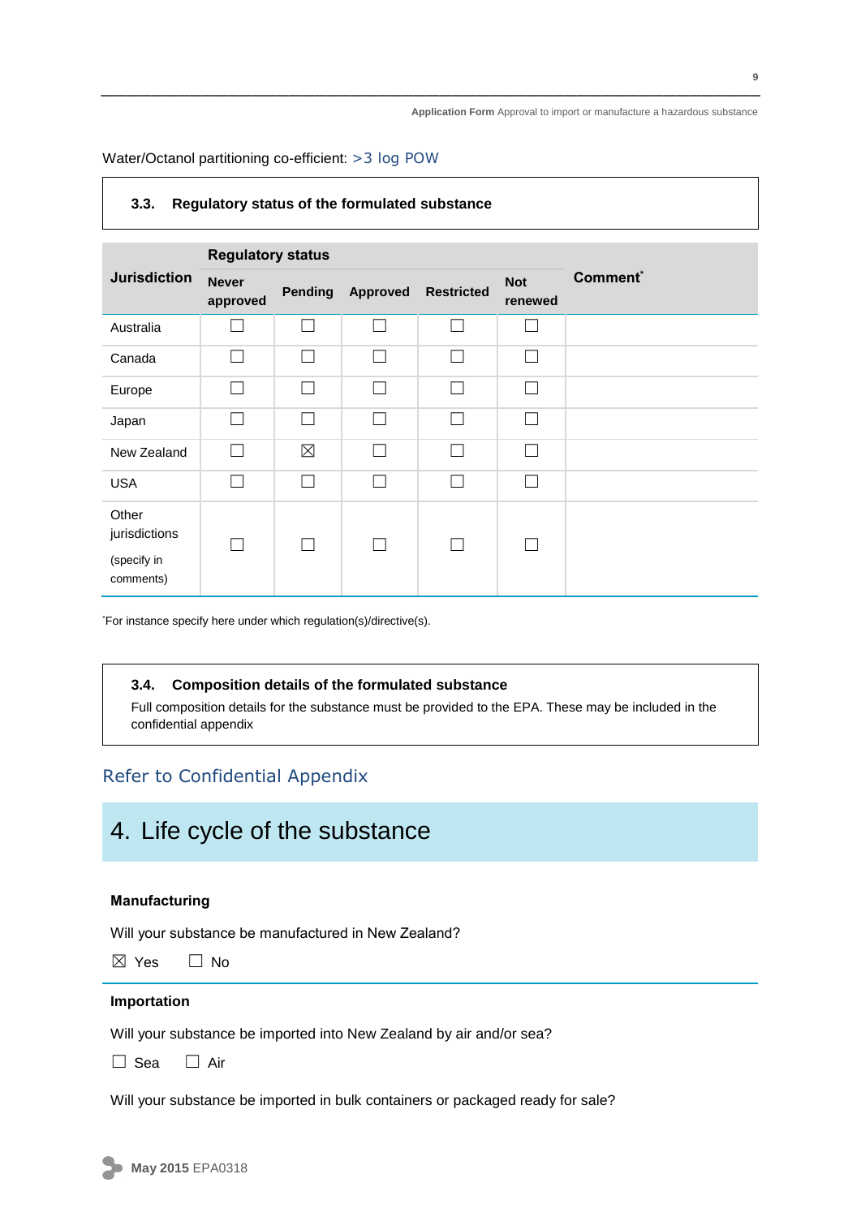Water/Octanol partitioning co-efficient: >3 log POW

### 3.3. Regulatory status of the formulated substance

| Jurisdiction | Regulatory status | | | | | Comment* |
|---|---|---|---|---|---|---|
| | Never approved | Pending | Approved | Restricted | Not renewed | |
| Australia | ☐ | ☐ | ☐ | ☐ | ☐ | |
| Canada | ☐ | ☐ | ☐ | ☐ | ☐ | |
| Europe | ☐ | ☐ | ☐ | ☐ | ☐ | |
| Japan | ☐ | ☐ | ☐ | ☐ | ☐ | |
| New Zealand | ☐ | ☒ | ☐ | ☐ | ☐ | |
| USA | ☐ | ☐ | ☐ | ☐ | ☐ | |
| Other jurisdictions (specify in comments) | ☐ | ☐ | ☐ | ☐ | ☐ | |

*For instance specify here under which regulation(s)/directive(s).

### 3.4. Composition details of the formulated substance

Full composition details for the substance must be provided to the EPA. These may be included in the confidential appendix

Refer to Confidential Appendix

# 4. Life cycle of the substance

**Manufacturing**

Will your substance be manufactured in New Zealand?

☒ Yes ☐ No

**Importation**

Will your substance be imported into New Zealand by air and/or sea?

☐ Sea ☐ Air

Will your substance be imported in bulk containers or packaged ready for sale?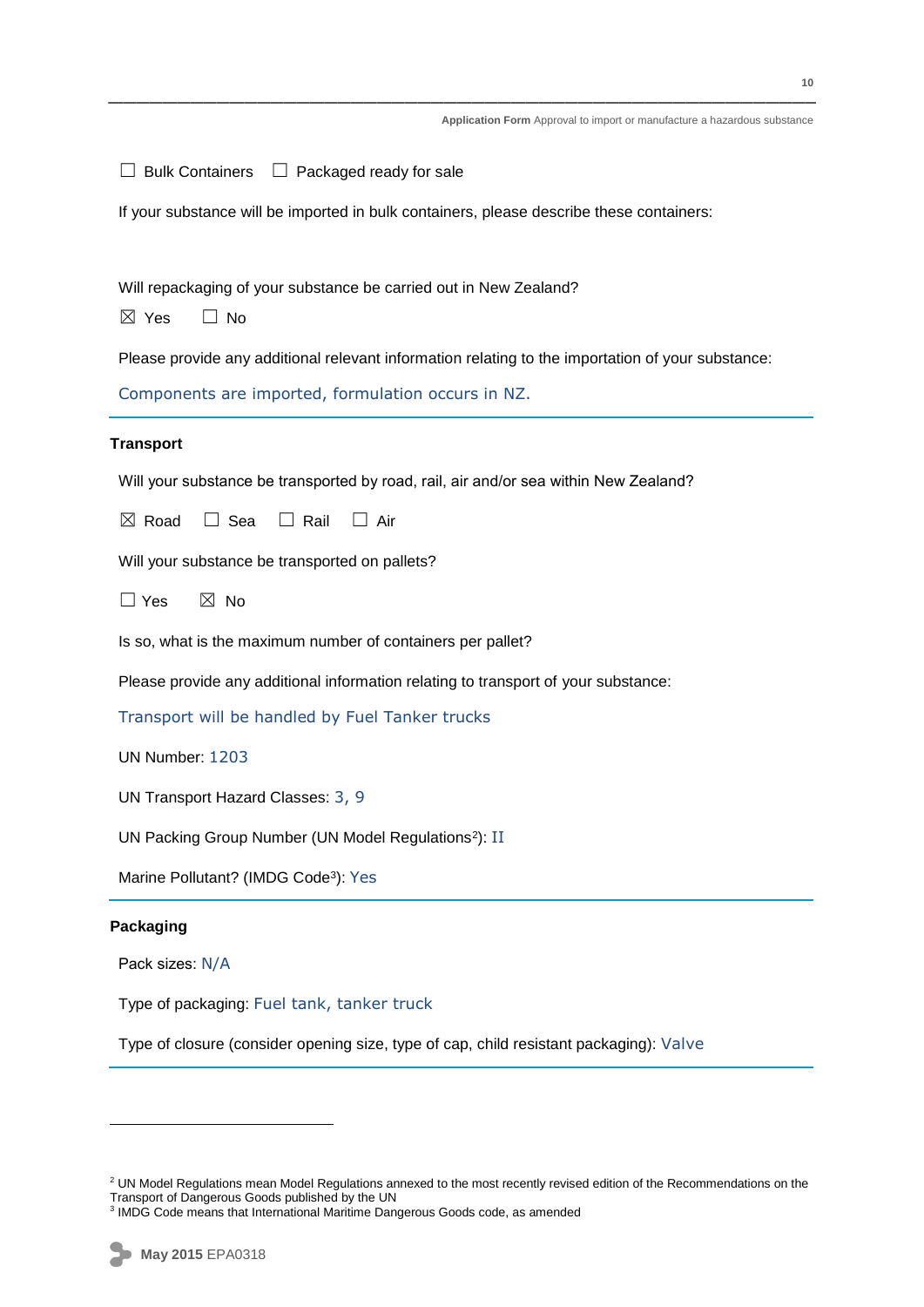☐ Bulk Containers ☐ Packaged ready for sale

If your substance will be imported in bulk containers, please describe these containers:

Will repackaging of your substance be carried out in New Zealand?

☒ Yes ☐ No

Please provide any additional relevant information relating to the importation of your substance:

Components are imported, formulation occurs in NZ.

## Transport

Will your substance be transported by road, rail, air and/or sea within New Zealand?

☒ Road ☐ Sea ☐ Rail ☐ Air

Will your substance be transported on pallets?

☐ Yes ☒ No

Is so, what is the maximum number of containers per pallet?

Please provide any additional information relating to transport of your substance:

Transport will be handled by Fuel Tanker trucks

UN Number: 1203

UN Transport Hazard Classes: 3, 9

UN Packing Group Number (UN Model Regulations[2]): II

Marine Pollutant? (IMDG Code[3]): Yes

## Packaging

Pack sizes: N/A

Type of packaging: Fuel tank, tanker truck

Type of closure (consider opening size, type of cap, child resistant packaging): Valve

---

[2] UN Model Regulations mean Model Regulations annexed to the most recently revised edition of the Recommendations on the Transport of Dangerous Goods published by the UN

[3] IMDG Code means that International Maritime Dangerous Goods code, as amended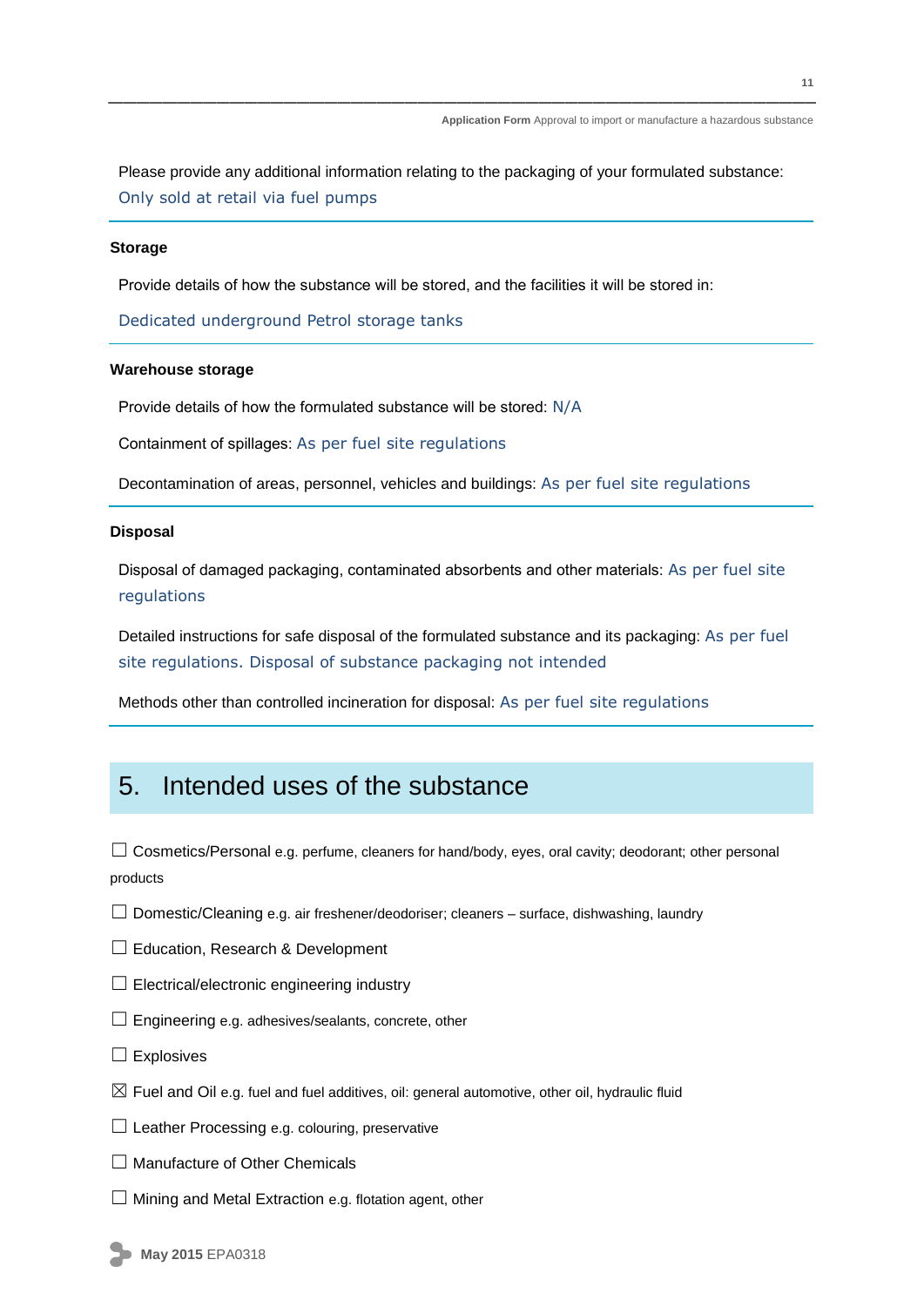Please provide any additional information relating to the packaging of your formulated substance: Only sold at retail via fuel pumps

**Storage**

Provide details of how the substance will be stored, and the facilities it will be stored in:

Dedicated underground Petrol storage tanks

**Warehouse storage**

Provide details of how the formulated substance will be stored: N/A

Containment of spillages: As per fuel site regulations

Decontamination of areas, personnel, vehicles and buildings: As per fuel site regulations

**Disposal**

Disposal of damaged packaging, contaminated absorbents and other materials: As per fuel site regulations

Detailed instructions for safe disposal of the formulated substance and its packaging: As per fuel site regulations. Disposal of substance packaging not intended

Methods other than controlled incineration for disposal: As per fuel site regulations

## 5. Intended uses of the substance

☐ Cosmetics/Personal e.g. perfume, cleaners for hand/body, eyes, oral cavity; deodorant; other personal products

☐ Domestic/Cleaning e.g. air freshener/deodoriser; cleaners – surface, dishwashing, laundry

☐ Education, Research & Development

☐ Electrical/electronic engineering industry

☐ Engineering e.g. adhesives/sealants, concrete, other

☐ Explosives

☒ Fuel and Oil e.g. fuel and fuel additives, oil: general automotive, other oil, hydraulic fluid

☐ Leather Processing e.g. colouring, preservative

☐ Manufacture of Other Chemicals

☐ Mining and Metal Extraction e.g. flotation agent, other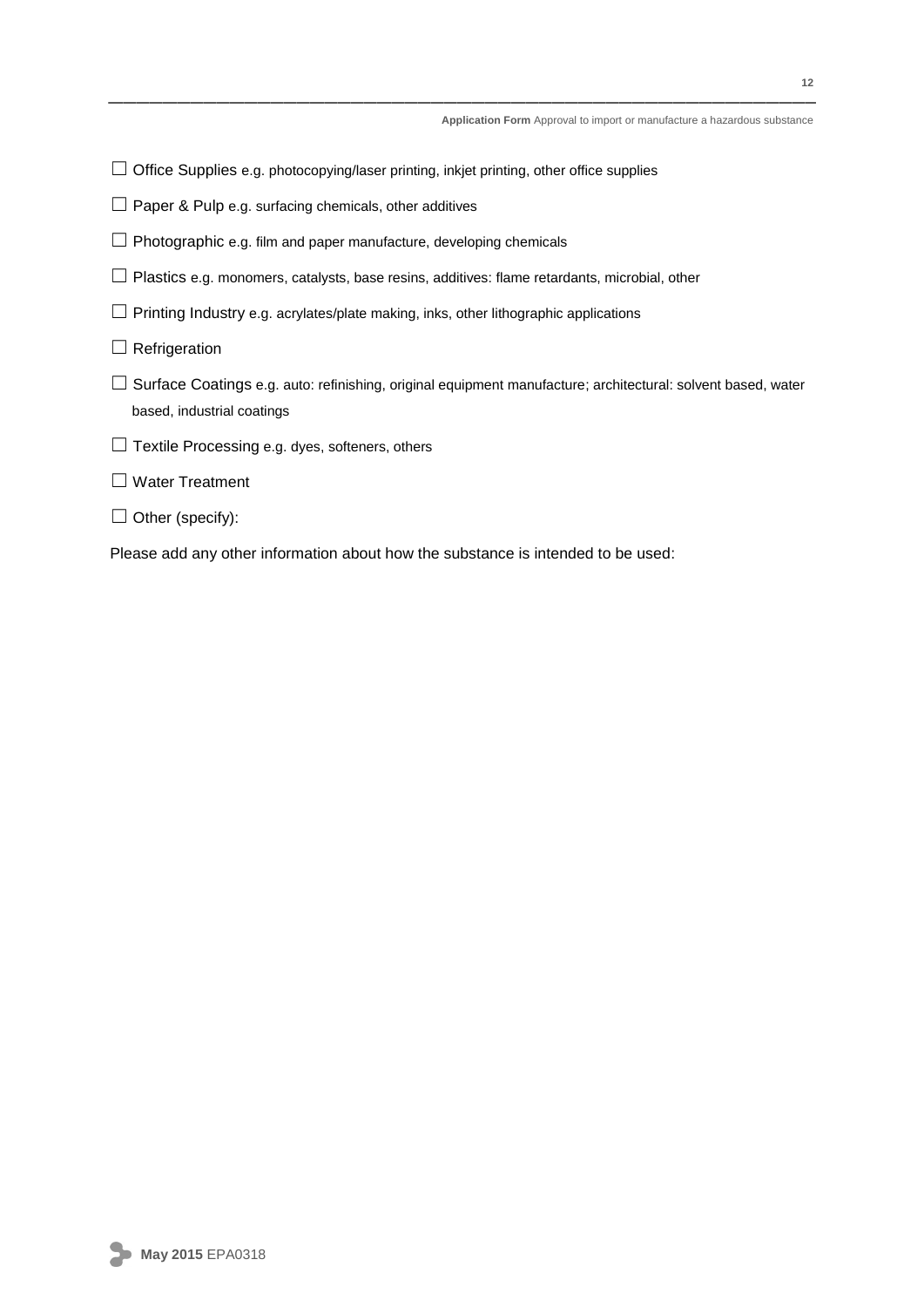☐ Office Supplies e.g. photocopying/laser printing, inkjet printing, other office supplies

☐ Paper & Pulp e.g. surfacing chemicals, other additives

☐ Photographic e.g. film and paper manufacture, developing chemicals

☐ Plastics e.g. monomers, catalysts, base resins, additives: flame retardants, microbial, other

☐ Printing Industry e.g. acrylates/plate making, inks, other lithographic applications

☐ Refrigeration

☐ Surface Coatings e.g. auto: refinishing, original equipment manufacture; architectural: solvent based, water based, industrial coatings

☐ Textile Processing e.g. dyes, softeners, others

☐ Water Treatment

☐ Other (specify):

Please add any other information about how the substance is intended to be used: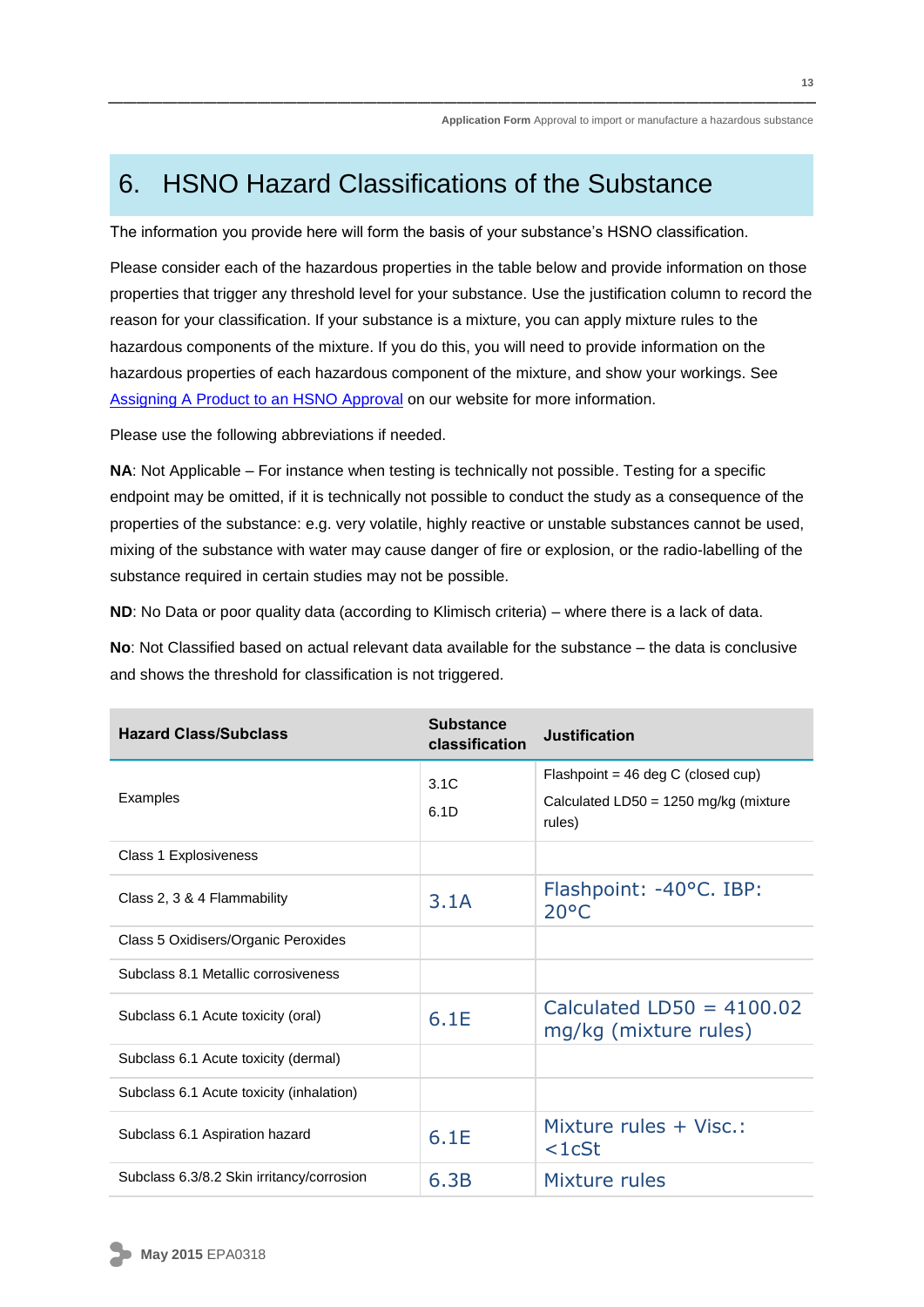# 6. HSNO Hazard Classifications of the Substance

The information you provide here will form the basis of your substance's HSNO classification.

Please consider each of the hazardous properties in the table below and provide information on those properties that trigger any threshold level for your substance. Use the justification column to record the reason for your classification. If your substance is a mixture, you can apply mixture rules to the hazardous components of the mixture. If you do this, you will need to provide information on the hazardous properties of each hazardous component of the mixture, and show your workings. See Assigning A Product to an HSNO Approval on our website for more information.

Please use the following abbreviations if needed.

**NA**: Not Applicable – For instance when testing is technically not possible. Testing for a specific endpoint may be omitted, if it is technically not possible to conduct the study as a consequence of the properties of the substance: e.g. very volatile, highly reactive or unstable substances cannot be used, mixing of the substance with water may cause danger of fire or explosion, or the radio-labelling of the substance required in certain studies may not be possible.

**ND**: No Data or poor quality data (according to Klimisch criteria) – where there is a lack of data.

**No**: Not Classified based on actual relevant data available for the substance – the data is conclusive and shows the threshold for classification is not triggered.

| Hazard Class/Subclass | Substance classification | Justification |
|---|---|---|
| Examples | 3.1C<br>6.1D | Flashpoint = 46 deg C (closed cup)<br>Calculated LD50 = 1250 mg/kg (mixture rules) |
| Class 1 Explosiveness | | |
| Class 2, 3 & 4 Flammability | 3.1A | Flashpoint: -40°C. IBP: 20°C |
| Class 5 Oxidisers/Organic Peroxides | | |
| Subclass 8.1 Metallic corrosiveness | | |
| Subclass 6.1 Acute toxicity (oral) | 6.1E | Calculated LD50 = 4100.02 mg/kg (mixture rules) |
| Subclass 6.1 Acute toxicity (dermal) | | |
| Subclass 6.1 Acute toxicity (inhalation) | | |
| Subclass 6.1 Aspiration hazard | 6.1E | Mixture rules + Visc.: <1cSt |
| Subclass 6.3/8.2 Skin irritancy/corrosion | 6.3B | Mixture rules |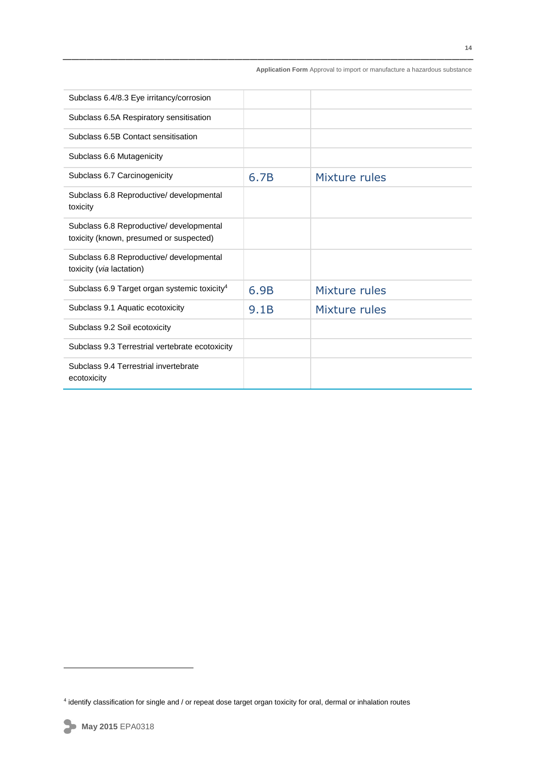| | | |
|---|---|---|
| Subclass 6.4/8.3 Eye irritancy/corrosion | | |
| Subclass 6.5A Respiratory sensitisation | | |
| Subclass 6.5B Contact sensitisation | | |
| Subclass 6.6 Mutagenicity | | |
| Subclass 6.7 Carcinogenicity | 6.7B | Mixture rules |
| Subclass 6.8 Reproductive/ developmental toxicity | | |
| Subclass 6.8 Reproductive/ developmental toxicity (known, presumed or suspected) | | |
| Subclass 6.8 Reproductive/ developmental toxicity (*via* lactation) | | |
| Subclass 6.9 Target organ systemic toxicity[4] | 6.9B | Mixture rules |
| Subclass 9.1 Aquatic ecotoxicity | 9.1B | Mixture rules |
| Subclass 9.2 Soil ecotoxicity | | |
| Subclass 9.3 Terrestrial vertebrate ecotoxicity | | |
| Subclass 9.4 Terrestrial invertebrate ecotoxicity | | |

[4] identify classification for single and / or repeat dose target organ toxicity for oral, dermal or inhalation routes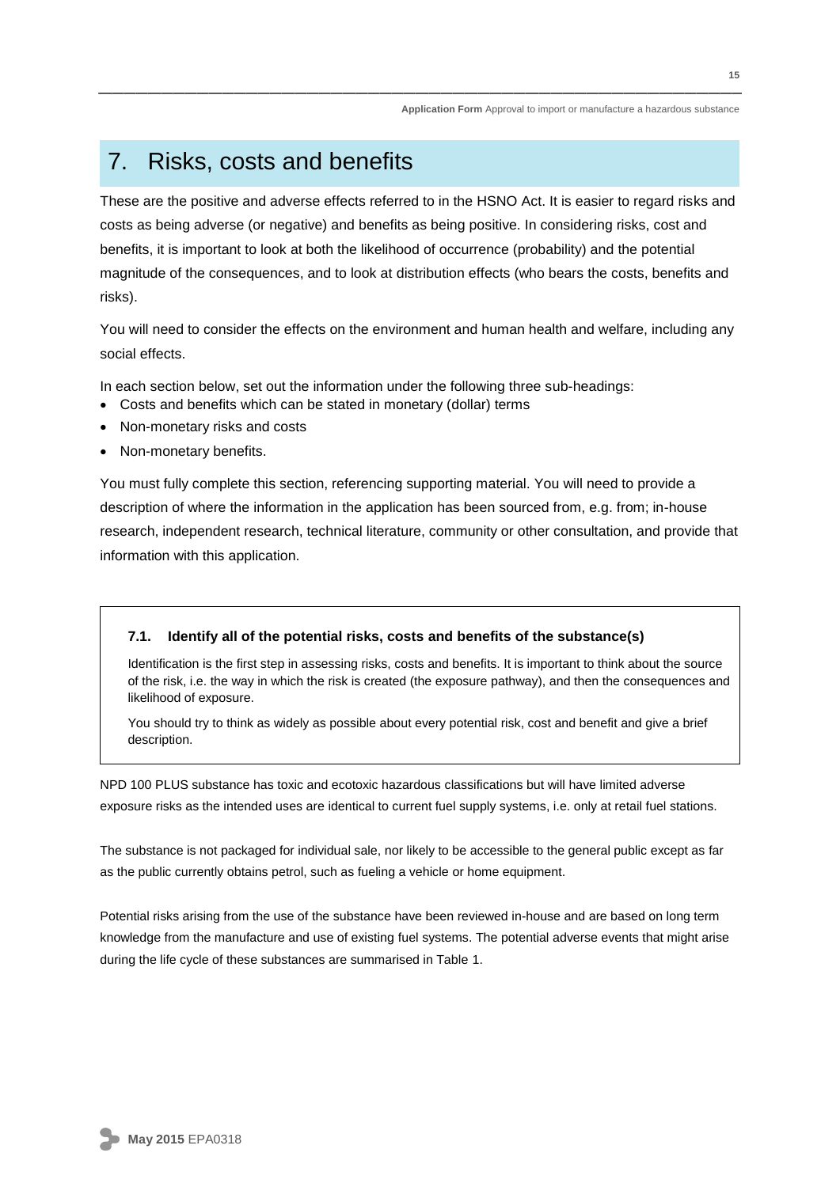# 7. Risks, costs and benefits

These are the positive and adverse effects referred to in the HSNO Act. It is easier to regard risks and costs as being adverse (or negative) and benefits as being positive. In considering risks, cost and benefits, it is important to look at both the likelihood of occurrence (probability) and the potential magnitude of the consequences, and to look at distribution effects (who bears the costs, benefits and risks).

You will need to consider the effects on the environment and human health and welfare, including any social effects.

In each section below, set out the information under the following three sub-headings:

- Costs and benefits which can be stated in monetary (dollar) terms
- Non-monetary risks and costs
- Non-monetary benefits.

You must fully complete this section, referencing supporting material. You will need to provide a description of where the information in the application has been sourced from, e.g. from; in-house research, independent research, technical literature, community or other consultation, and provide that information with this application.

### 7.1. Identify all of the potential risks, costs and benefits of the substance(s)

Identification is the first step in assessing risks, costs and benefits. It is important to think about the source of the risk, i.e. the way in which the risk is created (the exposure pathway), and then the consequences and likelihood of exposure.

You should try to think as widely as possible about every potential risk, cost and benefit and give a brief description.

NPD 100 PLUS substance has toxic and ecotoxic hazardous classifications but will have limited adverse exposure risks as the intended uses are identical to current fuel supply systems, i.e. only at retail fuel stations.

The substance is not packaged for individual sale, nor likely to be accessible to the general public except as far as the public currently obtains petrol, such as fueling a vehicle or home equipment.

Potential risks arising from the use of the substance have been reviewed in-house and are based on long term knowledge from the manufacture and use of existing fuel systems. The potential adverse events that might arise during the life cycle of these substances are summarised in Table 1.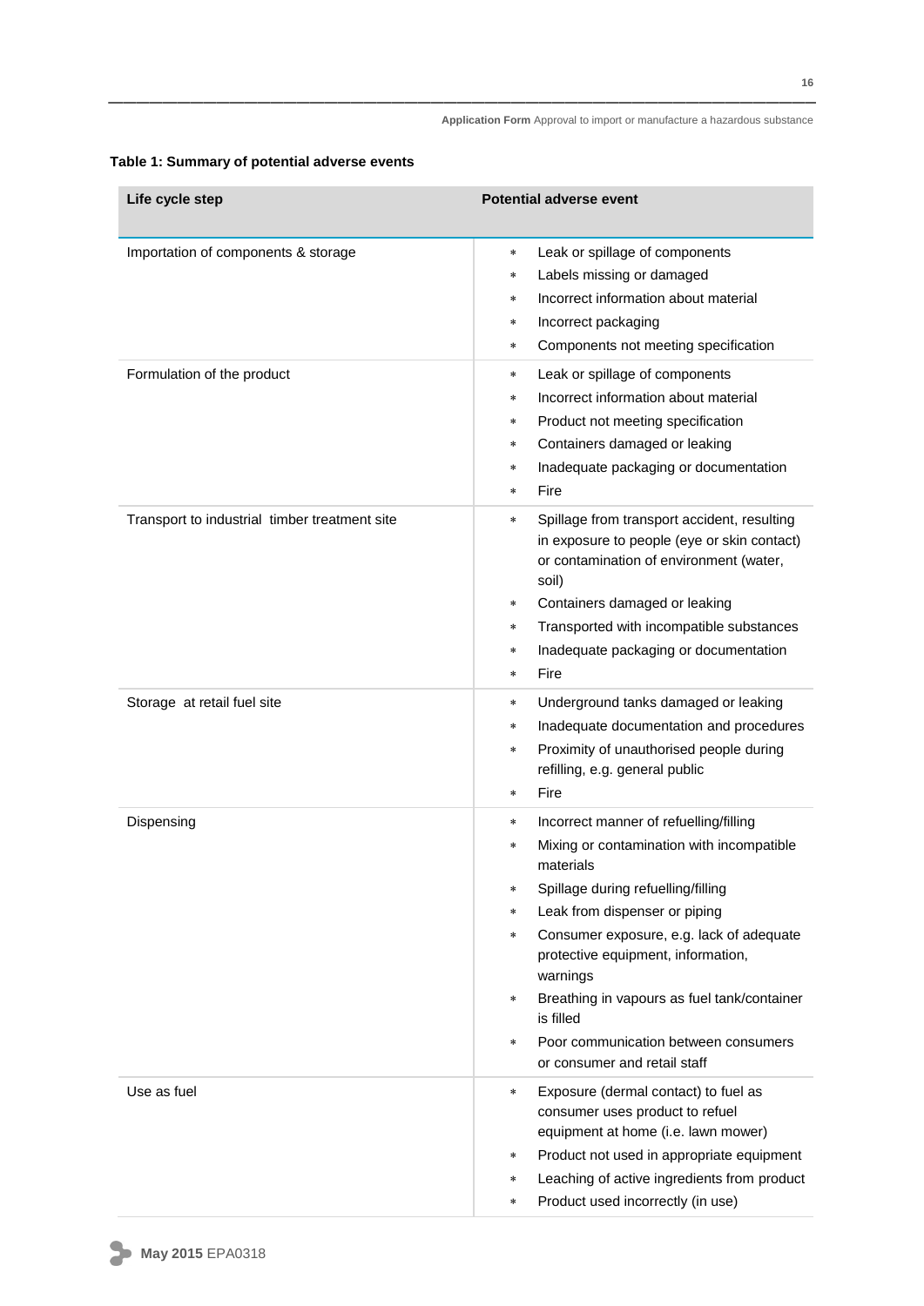**Table 1: Summary of potential adverse events**

| Life cycle step | Potential adverse event |
|---|---|
| Importation of components & storage | * Leak or spillage of components<br>* Labels missing or damaged<br>* Incorrect information about material<br>* Incorrect packaging<br>* Components not meeting specification |
| Formulation of the product | * Leak or spillage of components<br>* Incorrect information about material<br>* Product not meeting specification<br>* Containers damaged or leaking<br>* Inadequate packaging or documentation<br>* Fire |
| Transport to industrial timber treatment site | * Spillage from transport accident, resulting in exposure to people (eye or skin contact) or contamination of environment (water, soil)<br>* Containers damaged or leaking<br>* Transported with incompatible substances<br>* Inadequate packaging or documentation<br>* Fire |
| Storage at retail fuel site | * Underground tanks damaged or leaking<br>* Inadequate documentation and procedures<br>* Proximity of unauthorised people during refilling, e.g. general public<br>* Fire |
| Dispensing | * Incorrect manner of refuelling/filling<br>* Mixing or contamination with incompatible materials<br>* Spillage during refuelling/filling<br>* Leak from dispenser or piping<br>* Consumer exposure, e.g. lack of adequate protective equipment, information, warnings<br>* Breathing in vapours as fuel tank/container is filled<br>* Poor communication between consumers or consumer and retail staff |
| Use as fuel | * Exposure (dermal contact) to fuel as consumer uses product to refuel equipment at home (i.e. lawn mower)<br>* Product not used in appropriate equipment<br>* Leaching of active ingredients from product<br>* Product used incorrectly (in use) |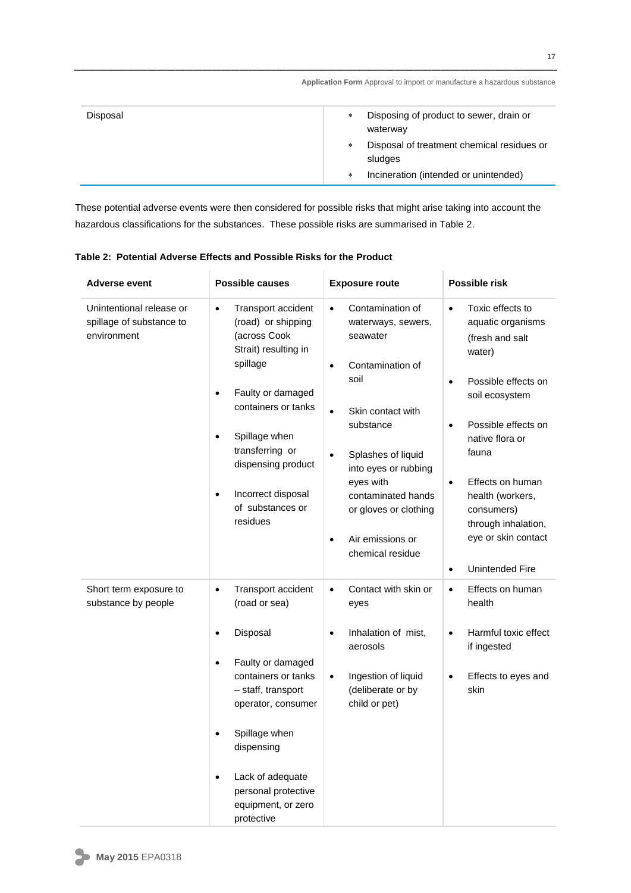| | |
|---|---|
| Disposal | * Disposing of product to sewer, drain or waterway<br>* Disposal of treatment chemical residues or sludges<br>* Incineration (intended or unintended) |

These potential adverse events were then considered for possible risks that might arise taking into account the hazardous classifications for the substances. These possible risks are summarised in Table 2.

**Table 2: Potential Adverse Effects and Possible Risks for the Product**

| Adverse event | Possible causes | Exposure route | Possible risk |
|---|---|---|---|
| Unintentional release or spillage of substance to environment | • Transport accident (road) or shipping (across Cook Strait) resulting in spillage<br>• Faulty or damaged containers or tanks<br>• Spillage when transferring or dispensing product<br>• Incorrect disposal of substances or residues | • Contamination of waterways, sewers, seawater<br>• Contamination of soil<br>• Skin contact with substance<br>• Splashes of liquid into eyes or rubbing eyes with contaminated hands or gloves or clothing<br>• Air emissions or chemical residue | • Toxic effects to aquatic organisms (fresh and salt water)<br>• Possible effects on soil ecosystem<br>• Possible effects on native flora or fauna<br>• Effects on human health (workers, consumers) through inhalation, eye or skin contact<br>• Unintended Fire |
| Short term exposure to substance by people | • Transport accident (road or sea)<br>• Disposal<br>• Faulty or damaged containers or tanks – staff, transport operator, consumer<br>• Spillage when dispensing<br>• Lack of adequate personal protective equipment, or zero protective | • Contact with skin or eyes<br>• Inhalation of mist, aerosols<br>• Ingestion of liquid (deliberate or by child or pet) | • Effects on human health<br>• Harmful toxic effect if ingested<br>• Effects to eyes and skin |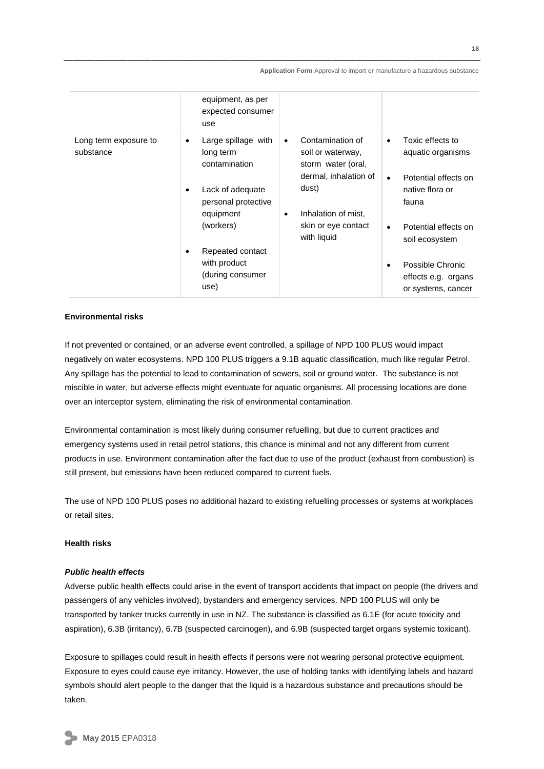| | | | |
|---|---|---|---|
| | equipment, as per expected consumer use | | |
| Long term exposure to substance | • Large spillage with long term contamination<br>• Lack of adequate personal protective equipment (workers)<br>• Repeated contact with product (during consumer use) | • Contamination of soil or waterway, storm water (oral, dermal, inhalation of dust)<br>• Inhalation of mist, skin or eye contact with liquid | • Toxic effects to aquatic organisms<br>• Potential effects on native flora or fauna<br>• Potential effects on soil ecosystem<br>• Possible Chronic effects e.g. organs or systems, cancer |

**Environmental risks**

If not prevented or contained, or an adverse event controlled, a spillage of NPD 100 PLUS would impact negatively on water ecosystems. NPD 100 PLUS triggers a 9.1B aquatic classification, much like regular Petrol. Any spillage has the potential to lead to contamination of sewers, soil or ground water. The substance is not miscible in water, but adverse effects might eventuate for aquatic organisms. All processing locations are done over an interceptor system, eliminating the risk of environmental contamination.

Environmental contamination is most likely during consumer refuelling, but due to current practices and emergency systems used in retail petrol stations, this chance is minimal and not any different from current products in use. Environment contamination after the fact due to use of the product (exhaust from combustion) is still present, but emissions have been reduced compared to current fuels.

The use of NPD 100 PLUS poses no additional hazard to existing refuelling processes or systems at workplaces or retail sites.

**Health risks**

***Public health effects***

Adverse public health effects could arise in the event of transport accidents that impact on people (the drivers and passengers of any vehicles involved), bystanders and emergency services. NPD 100 PLUS will only be transported by tanker trucks currently in use in NZ. The substance is classified as 6.1E (for acute toxicity and aspiration), 6.3B (irritancy), 6.7B (suspected carcinogen), and 6.9B (suspected target organs systemic toxicant).

Exposure to spillages could result in health effects if persons were not wearing personal protective equipment. Exposure to eyes could cause eye irritancy. However, the use of holding tanks with identifying labels and hazard symbols should alert people to the danger that the liquid is a hazardous substance and precautions should be taken.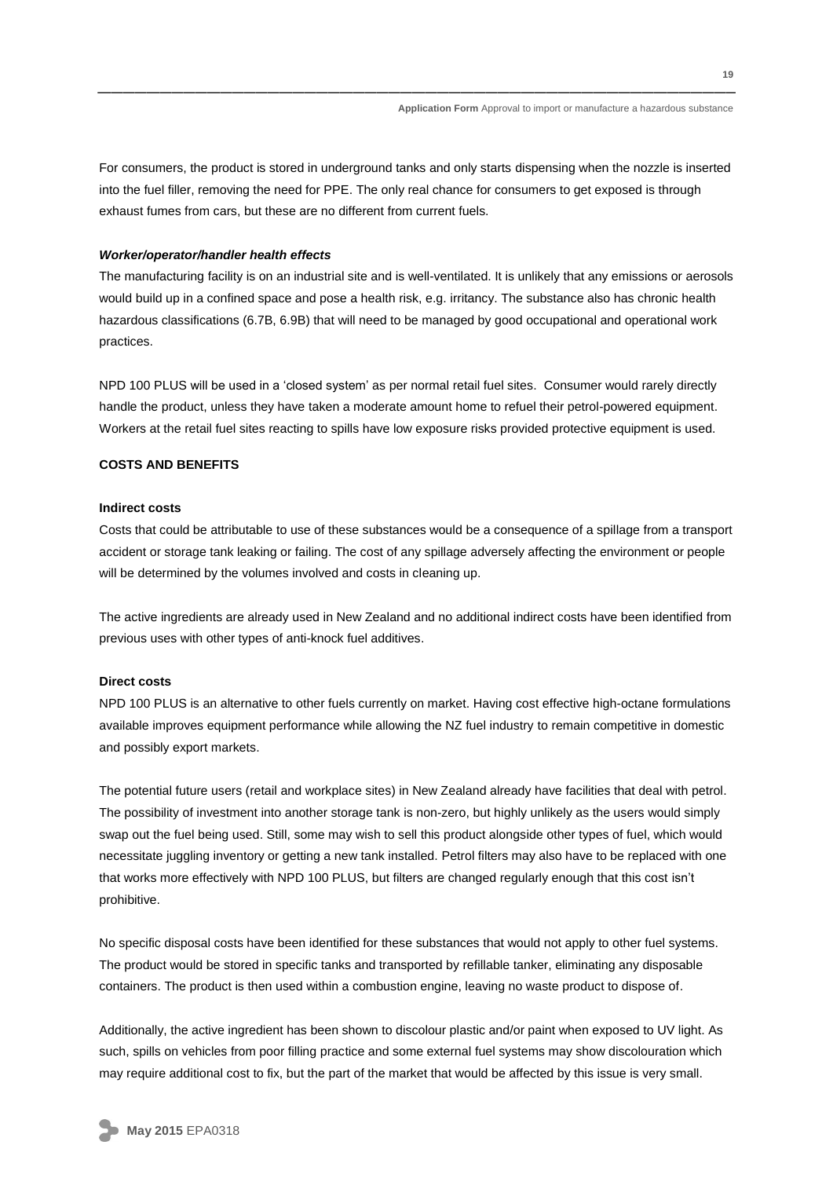For consumers, the product is stored in underground tanks and only starts dispensing when the nozzle is inserted into the fuel filler, removing the need for PPE. The only real chance for consumers to get exposed is through exhaust fumes from cars, but these are no different from current fuels.

***Worker/operator/handler health effects***

The manufacturing facility is on an industrial site and is well-ventilated. It is unlikely that any emissions or aerosols would build up in a confined space and pose a health risk, e.g. irritancy. The substance also has chronic health hazardous classifications (6.7B, 6.9B) that will need to be managed by good occupational and operational work practices.

NPD 100 PLUS will be used in a 'closed system' as per normal retail fuel sites. Consumer would rarely directly handle the product, unless they have taken a moderate amount home to refuel their petrol-powered equipment. Workers at the retail fuel sites reacting to spills have low exposure risks provided protective equipment is used.

**COSTS AND BENEFITS**

**Indirect costs**

Costs that could be attributable to use of these substances would be a consequence of a spillage from a transport accident or storage tank leaking or failing. The cost of any spillage adversely affecting the environment or people will be determined by the volumes involved and costs in cleaning up.

The active ingredients are already used in New Zealand and no additional indirect costs have been identified from previous uses with other types of anti-knock fuel additives.

**Direct costs**

NPD 100 PLUS is an alternative to other fuels currently on market. Having cost effective high-octane formulations available improves equipment performance while allowing the NZ fuel industry to remain competitive in domestic and possibly export markets.

The potential future users (retail and workplace sites) in New Zealand already have facilities that deal with petrol. The possibility of investment into another storage tank is non-zero, but highly unlikely as the users would simply swap out the fuel being used. Still, some may wish to sell this product alongside other types of fuel, which would necessitate juggling inventory or getting a new tank installed. Petrol filters may also have to be replaced with one that works more effectively with NPD 100 PLUS, but filters are changed regularly enough that this cost isn't prohibitive.

No specific disposal costs have been identified for these substances that would not apply to other fuel systems. The product would be stored in specific tanks and transported by refillable tanker, eliminating any disposable containers. The product is then used within a combustion engine, leaving no waste product to dispose of.

Additionally, the active ingredient has been shown to discolour plastic and/or paint when exposed to UV light. As such, spills on vehicles from poor filling practice and some external fuel systems may show discolouration which may require additional cost to fix, but the part of the market that would be affected by this issue is very small.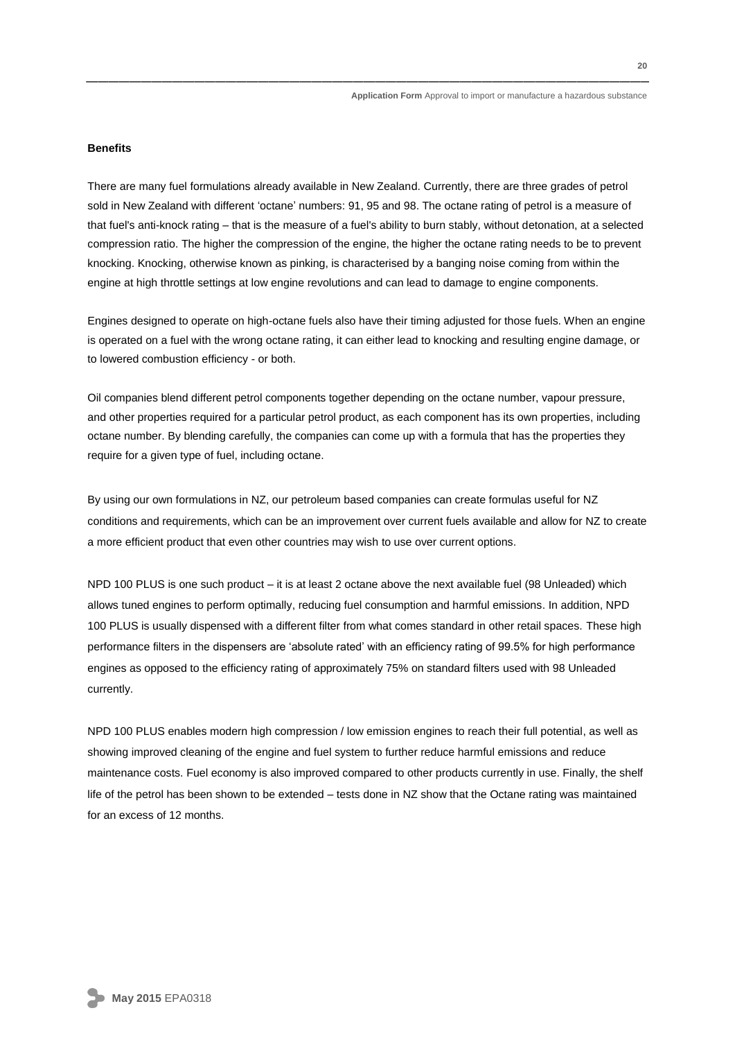**Benefits**

There are many fuel formulations already available in New Zealand. Currently, there are three grades of petrol sold in New Zealand with different 'octane' numbers: 91, 95 and 98. The octane rating of petrol is a measure of that fuel's anti-knock rating – that is the measure of a fuel's ability to burn stably, without detonation, at a selected compression ratio. The higher the compression of the engine, the higher the octane rating needs to be to prevent knocking. Knocking, otherwise known as pinking, is characterised by a banging noise coming from within the engine at high throttle settings at low engine revolutions and can lead to damage to engine components.

Engines designed to operate on high-octane fuels also have their timing adjusted for those fuels. When an engine is operated on a fuel with the wrong octane rating, it can either lead to knocking and resulting engine damage, or to lowered combustion efficiency - or both.

Oil companies blend different petrol components together depending on the octane number, vapour pressure, and other properties required for a particular petrol product, as each component has its own properties, including octane number. By blending carefully, the companies can come up with a formula that has the properties they require for a given type of fuel, including octane.

By using our own formulations in NZ, our petroleum based companies can create formulas useful for NZ conditions and requirements, which can be an improvement over current fuels available and allow for NZ to create a more efficient product that even other countries may wish to use over current options.

NPD 100 PLUS is one such product – it is at least 2 octane above the next available fuel (98 Unleaded) which allows tuned engines to perform optimally, reducing fuel consumption and harmful emissions. In addition, NPD 100 PLUS is usually dispensed with a different filter from what comes standard in other retail spaces. These high performance filters in the dispensers are 'absolute rated' with an efficiency rating of 99.5% for high performance engines as opposed to the efficiency rating of approximately 75% on standard filters used with 98 Unleaded currently.

NPD 100 PLUS enables modern high compression / low emission engines to reach their full potential, as well as showing improved cleaning of the engine and fuel system to further reduce harmful emissions and reduce maintenance costs. Fuel economy is also improved compared to other products currently in use. Finally, the shelf life of the petrol has been shown to be extended – tests done in NZ show that the Octane rating was maintained for an excess of 12 months.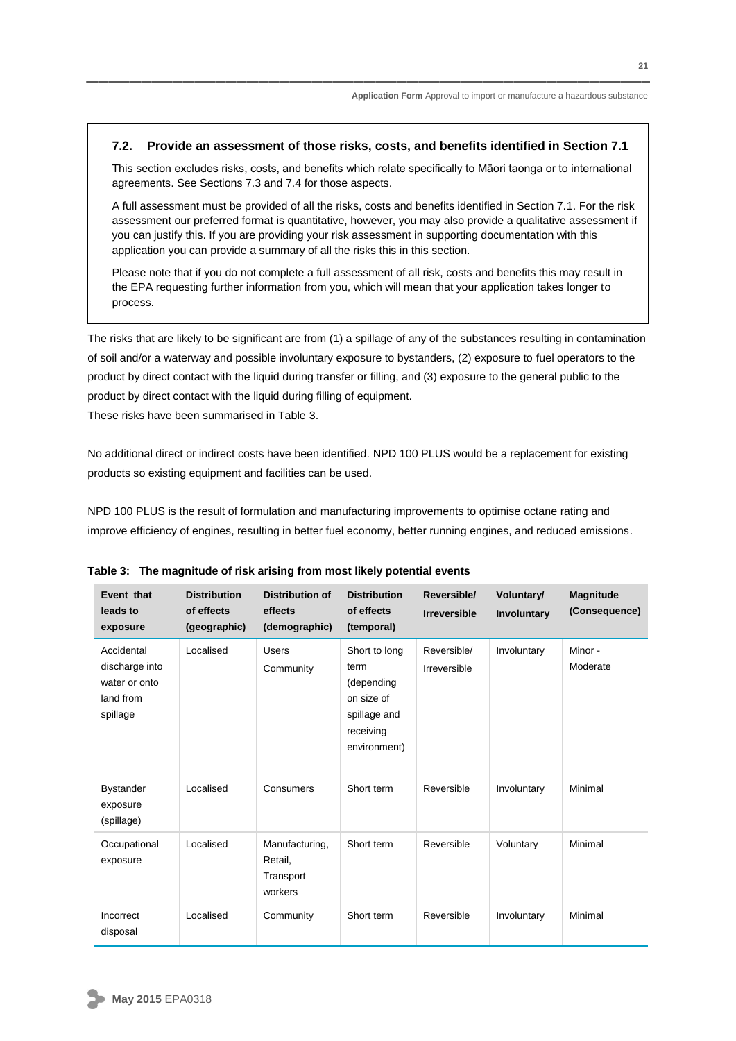### 7.2. Provide an assessment of those risks, costs, and benefits identified in Section 7.1

This section excludes risks, costs, and benefits which relate specifically to Māori taonga or to international agreements. See Sections 7.3 and 7.4 for those aspects.

A full assessment must be provided of all the risks, costs and benefits identified in Section 7.1. For the risk assessment our preferred format is quantitative, however, you may also provide a qualitative assessment if you can justify this. If you are providing your risk assessment in supporting documentation with this application you can provide a summary of all the risks this in this section.

Please note that if you do not complete a full assessment of all risk, costs and benefits this may result in the EPA requesting further information from you, which will mean that your application takes longer to process.

The risks that are likely to be significant are from (1) a spillage of any of the substances resulting in contamination of soil and/or a waterway and possible involuntary exposure to bystanders, (2) exposure to fuel operators to the product by direct contact with the liquid during transfer or filling, and (3) exposure to the general public to the product by direct contact with the liquid during filling of equipment.
These risks have been summarised in Table 3.

No additional direct or indirect costs have been identified. NPD 100 PLUS would be a replacement for existing products so existing equipment and facilities can be used.

NPD 100 PLUS is the result of formulation and manufacturing improvements to optimise octane rating and improve efficiency of engines, resulting in better fuel economy, better running engines, and reduced emissions.

**Table 3: The magnitude of risk arising from most likely potential events**

| Event that leads to exposure | Distribution of effects (geographic) | Distribution of effects (demographic) | Distribution of effects (temporal) | Reversible/ Irreversible | Voluntary/ Involuntary | Magnitude (Consequence) |
|---|---|---|---|---|---|---|
| Accidental discharge into water or onto land from spillage | Localised | Users Community | Short to long term (depending on size of spillage and receiving environment) | Reversible/ Irreversible | Involuntary | Minor - Moderate |
| Bystander exposure (spillage) | Localised | Consumers | Short term | Reversible | Involuntary | Minimal |
| Occupational exposure | Localised | Manufacturing, Retail, Transport workers | Short term | Reversible | Voluntary | Minimal |
| Incorrect disposal | Localised | Community | Short term | Reversible | Involuntary | Minimal |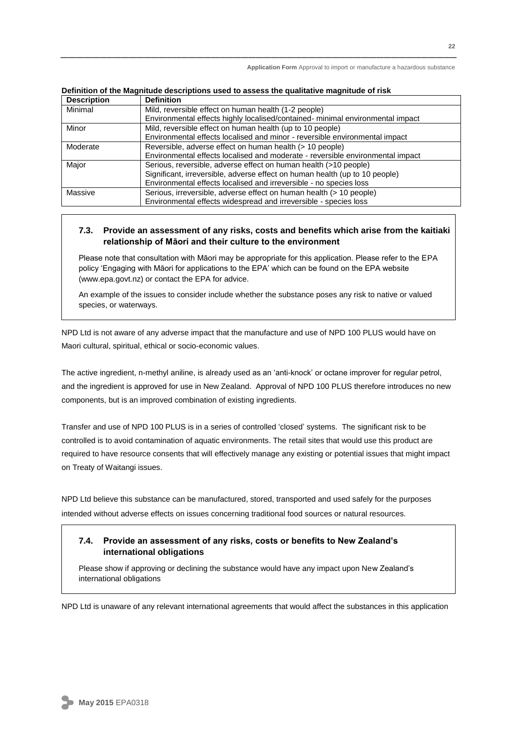**Definition of the Magnitude descriptions used to assess the qualitative magnitude of risk**

| Description | Definition |
|---|---|
| Minimal | Mild, reversible effect on human health (1-2 people)<br>Environmental effects highly localised/contained- minimal environmental impact |
| Minor | Mild, reversible effect on human health (up to 10 people)<br>Environmental effects localised and minor - reversible environmental impact |
| Moderate | Reversible, adverse effect on human health (> 10 people)<br>Environmental effects localised and moderate - reversible environmental impact |
| Major | Serious, reversible, adverse effect on human health (>10 people)<br>Significant, irreversible, adverse effect on human health (up to 10 people)<br>Environmental effects localised and irreversible - no species loss |
| Massive | Serious, irreversible, adverse effect on human health (> 10 people)<br>Environmental effects widespread and irreversible - species loss |

### 7.3. Provide an assessment of any risks, costs and benefits which arise from the kaitiaki relationship of Māori and their culture to the environment

Please note that consultation with Māori may be appropriate for this application. Please refer to the EPA policy 'Engaging with Māori for applications to the EPA' which can be found on the EPA website (www.epa.govt.nz) or contact the EPA for advice.

An example of the issues to consider include whether the substance poses any risk to native or valued species, or waterways.

NPD Ltd is not aware of any adverse impact that the manufacture and use of NPD 100 PLUS would have on Maori cultural, spiritual, ethical or socio-economic values.

The active ingredient, n-methyl aniline, is already used as an 'anti-knock' or octane improver for regular petrol, and the ingredient is approved for use in New Zealand. Approval of NPD 100 PLUS therefore introduces no new components, but is an improved combination of existing ingredients.

Transfer and use of NPD 100 PLUS is in a series of controlled 'closed' systems. The significant risk to be controlled is to avoid contamination of aquatic environments. The retail sites that would use this product are required to have resource consents that will effectively manage any existing or potential issues that might impact on Treaty of Waitangi issues.

NPD Ltd believe this substance can be manufactured, stored, transported and used safely for the purposes intended without adverse effects on issues concerning traditional food sources or natural resources.

### 7.4. Provide an assessment of any risks, costs or benefits to New Zealand's international obligations

Please show if approving or declining the substance would have any impact upon New Zealand's international obligations

NPD Ltd is unaware of any relevant international agreements that would affect the substances in this application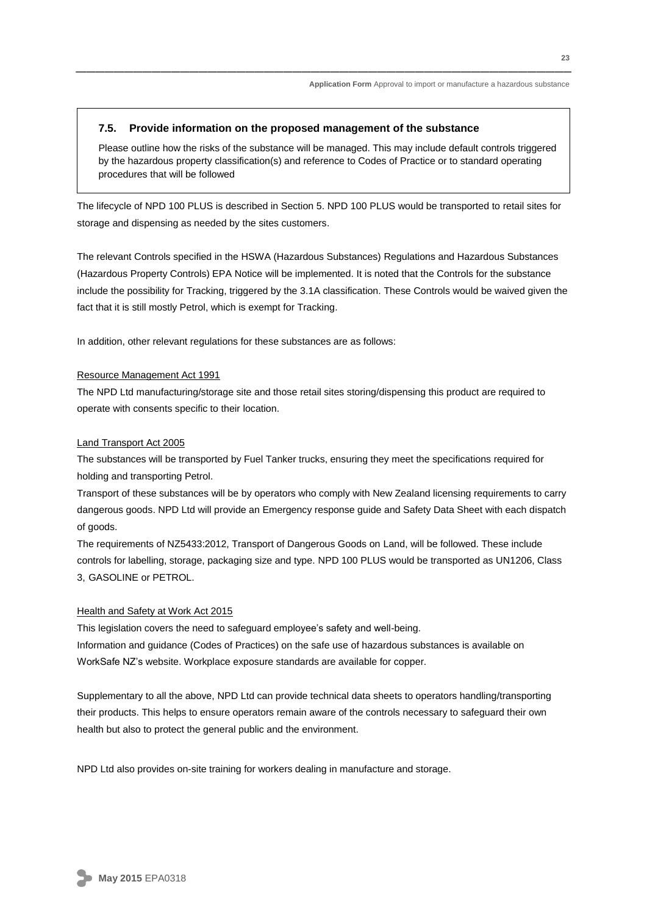### 7.5. Provide information on the proposed management of the substance

Please outline how the risks of the substance will be managed. This may include default controls triggered by the hazardous property classification(s) and reference to Codes of Practice or to standard operating procedures that will be followed

The lifecycle of NPD 100 PLUS is described in Section 5. NPD 100 PLUS would be transported to retail sites for storage and dispensing as needed by the sites customers.

The relevant Controls specified in the HSWA (Hazardous Substances) Regulations and Hazardous Substances (Hazardous Property Controls) EPA Notice will be implemented. It is noted that the Controls for the substance include the possibility for Tracking, triggered by the 3.1A classification. These Controls would be waived given the fact that it is still mostly Petrol, which is exempt for Tracking.

In addition, other relevant regulations for these substances are as follows:

Resource Management Act 1991

The NPD Ltd manufacturing/storage site and those retail sites storing/dispensing this product are required to operate with consents specific to their location.

Land Transport Act 2005

The substances will be transported by Fuel Tanker trucks, ensuring they meet the specifications required for holding and transporting Petrol.

Transport of these substances will be by operators who comply with New Zealand licensing requirements to carry dangerous goods. NPD Ltd will provide an Emergency response guide and Safety Data Sheet with each dispatch of goods.

The requirements of NZ5433:2012, Transport of Dangerous Goods on Land, will be followed. These include controls for labelling, storage, packaging size and type. NPD 100 PLUS would be transported as UN1206, Class 3, GASOLINE or PETROL.

Health and Safety at Work Act 2015

This legislation covers the need to safeguard employee's safety and well-being.

Information and guidance (Codes of Practices) on the safe use of hazardous substances is available on WorkSafe NZ's website. Workplace exposure standards are available for copper.

Supplementary to all the above, NPD Ltd can provide technical data sheets to operators handling/transporting their products. This helps to ensure operators remain aware of the controls necessary to safeguard their own health but also to protect the general public and the environment.

NPD Ltd also provides on-site training for workers dealing in manufacture and storage.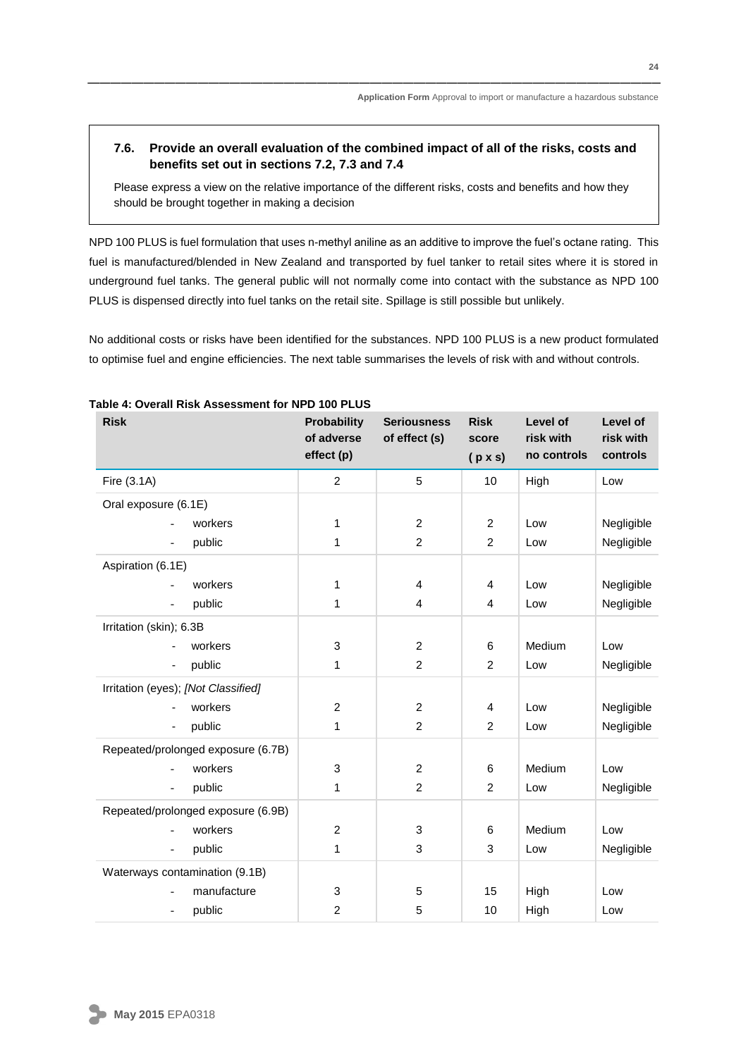### 7.6. Provide an overall evaluation of the combined impact of all of the risks, costs and benefits set out in sections 7.2, 7.3 and 7.4

Please express a view on the relative importance of the different risks, costs and benefits and how they should be brought together in making a decision

NPD 100 PLUS is fuel formulation that uses n-methyl aniline as an additive to improve the fuel's octane rating. This fuel is manufactured/blended in New Zealand and transported by fuel tanker to retail sites where it is stored in underground fuel tanks. The general public will not normally come into contact with the substance as NPD 100 PLUS is dispensed directly into fuel tanks on the retail site. Spillage is still possible but unlikely.

No additional costs or risks have been identified for the substances. NPD 100 PLUS is a new product formulated to optimise fuel and engine efficiencies. The next table summarises the levels of risk with and without controls.

**Table 4: Overall Risk Assessment for NPD 100 PLUS**

| Risk | Probability of adverse effect (p) | Seriousness of effect (s) | Risk score (p x s) | Level of risk with no controls | Level of risk with controls |
|---|---|---|---|---|---|
| Fire (3.1A) | 2 | 5 | 10 | High | Low |
| Oral exposure (6.1E) | | | | | |
| - workers | 1 | 2 | 2 | Low | Negligible |
| - public | 1 | 2 | 2 | Low | Negligible |
| Aspiration (6.1E) | | | | | |
| - workers | 1 | 4 | 4 | Low | Negligible |
| - public | 1 | 4 | 4 | Low | Negligible |
| Irritation (skin); 6.3B | | | | | |
| - workers | 3 | 2 | 6 | Medium | Low |
| - public | 1 | 2 | 2 | Low | Negligible |
| Irritation (eyes); *[Not Classified]* | | | | | |
| - workers | 2 | 2 | 4 | Low | Negligible |
| - public | 1 | 2 | 2 | Low | Negligible |
| Repeated/prolonged exposure (6.7B) | | | | | |
| - workers | 3 | 2 | 6 | Medium | Low |
| - public | 1 | 2 | 2 | Low | Negligible |
| Repeated/prolonged exposure (6.9B) | | | | | |
| - workers | 2 | 3 | 6 | Medium | Low |
| - public | 1 | 3 | 3 | Low | Negligible |
| Waterways contamination (9.1B) | | | | | |
| - manufacture | 3 | 5 | 15 | High | Low |
| - public | 2 | 5 | 10 | High | Low |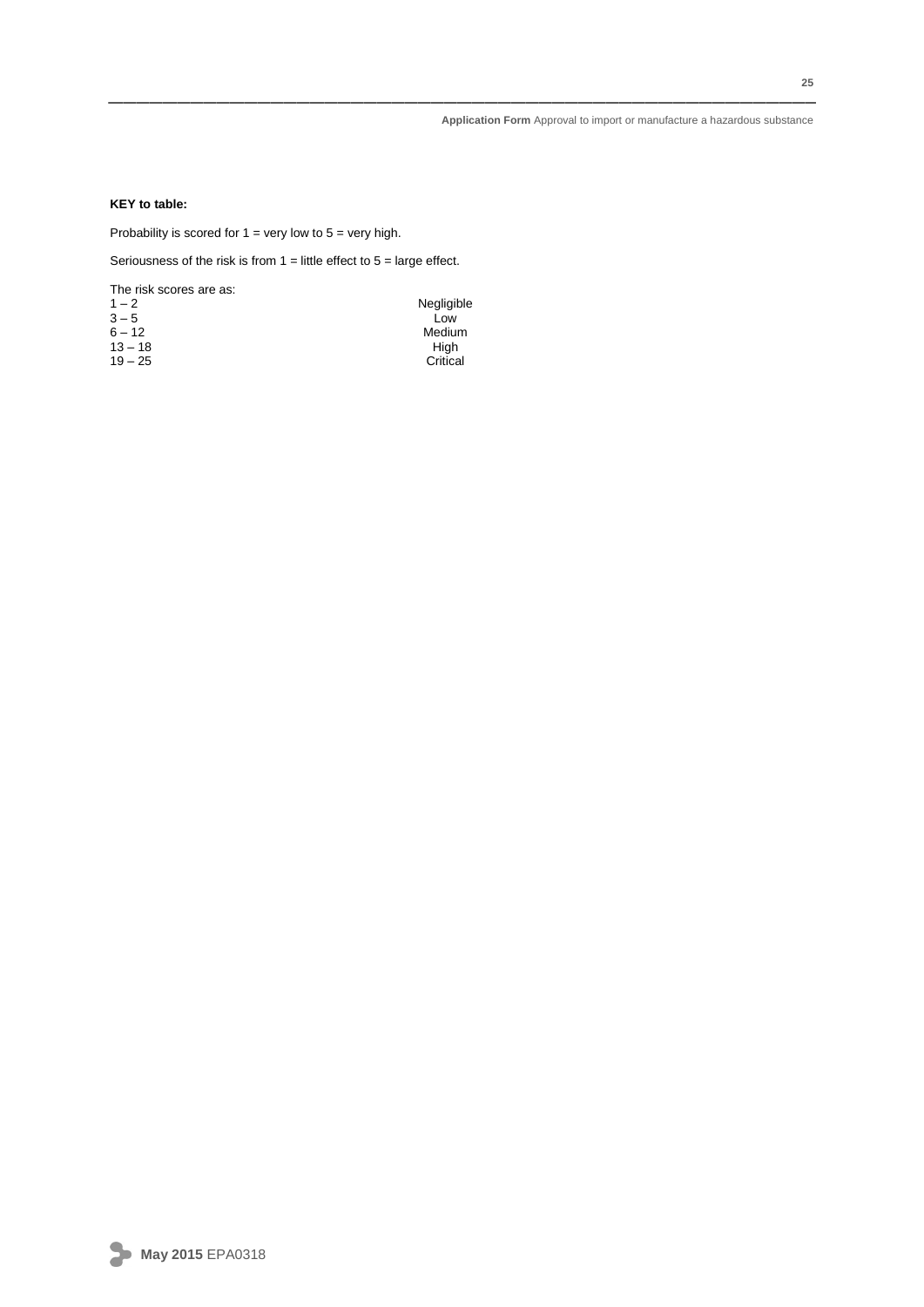**KEY to table:**

Probability is scored for 1 = very low to 5 = very high.

Seriousness of the risk is from 1 = little effect to 5 = large effect.

The risk scores are as:

| | |
|---|---|
| 1 – 2 | Negligible |
| 3 – 5 | Low |
| 6 – 12 | Medium |
| 13 – 18 | High |
| 19 – 25 | Critical |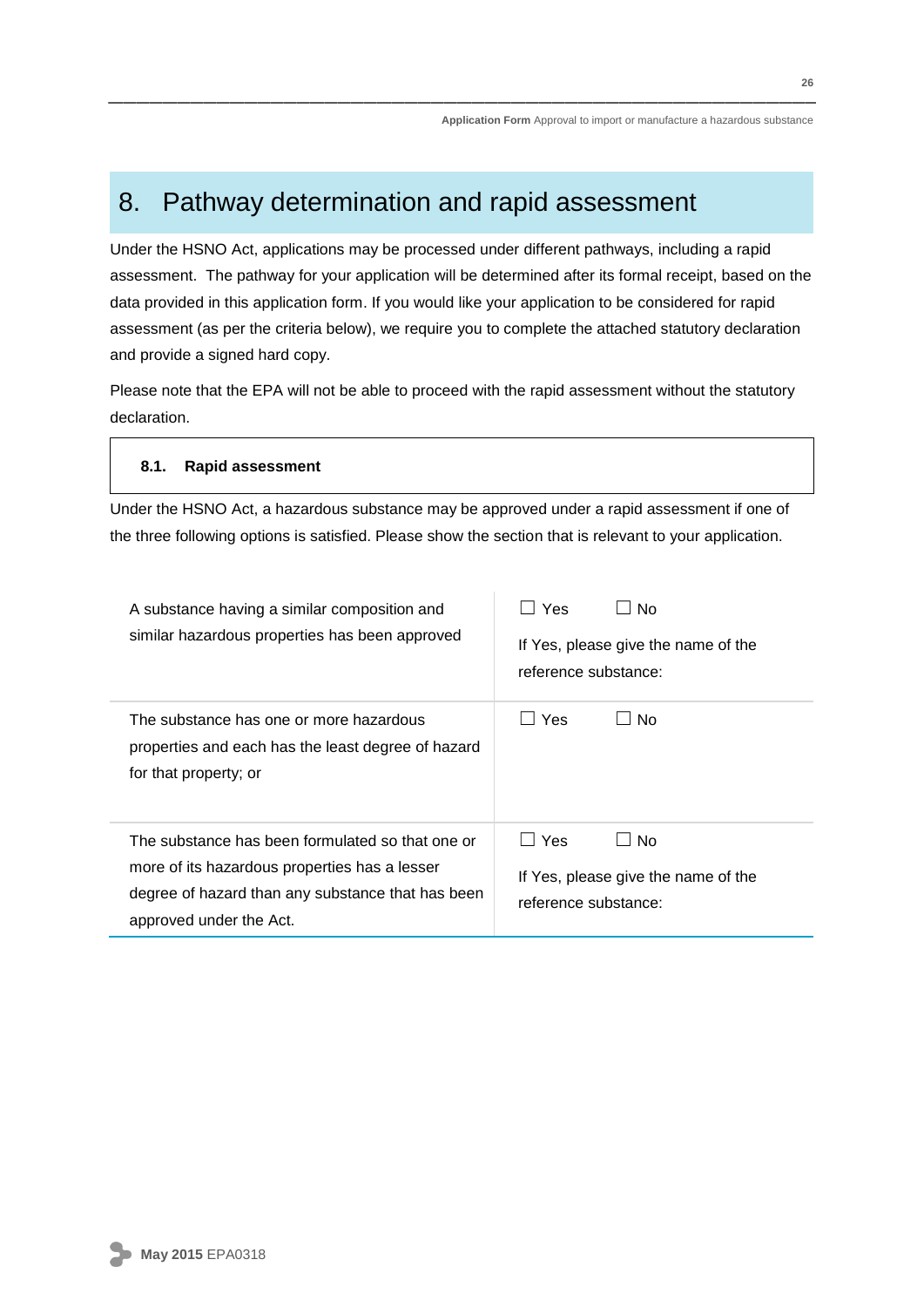# 8. Pathway determination and rapid assessment

Under the HSNO Act, applications may be processed under different pathways, including a rapid assessment. The pathway for your application will be determined after its formal receipt, based on the data provided in this application form. If you would like your application to be considered for rapid assessment (as per the criteria below), we require you to complete the attached statutory declaration and provide a signed hard copy.

Please note that the EPA will not be able to proceed with the rapid assessment without the statutory declaration.

## 8.1. Rapid assessment

Under the HSNO Act, a hazardous substance may be approved under a rapid assessment if one of the three following options is satisfied. Please show the section that is relevant to your application.

| | |
|---|---|
| A substance having a similar composition and similar hazardous properties has been approved | ☐ Yes ☐ No<br>If Yes, please give the name of the reference substance: |
| The substance has one or more hazardous properties and each has the least degree of hazard for that property; or | ☐ Yes ☐ No |
| The substance has been formulated so that one or more of its hazardous properties has a lesser degree of hazard than any substance that has been approved under the Act. | ☐ Yes ☐ No<br>If Yes, please give the name of the reference substance: |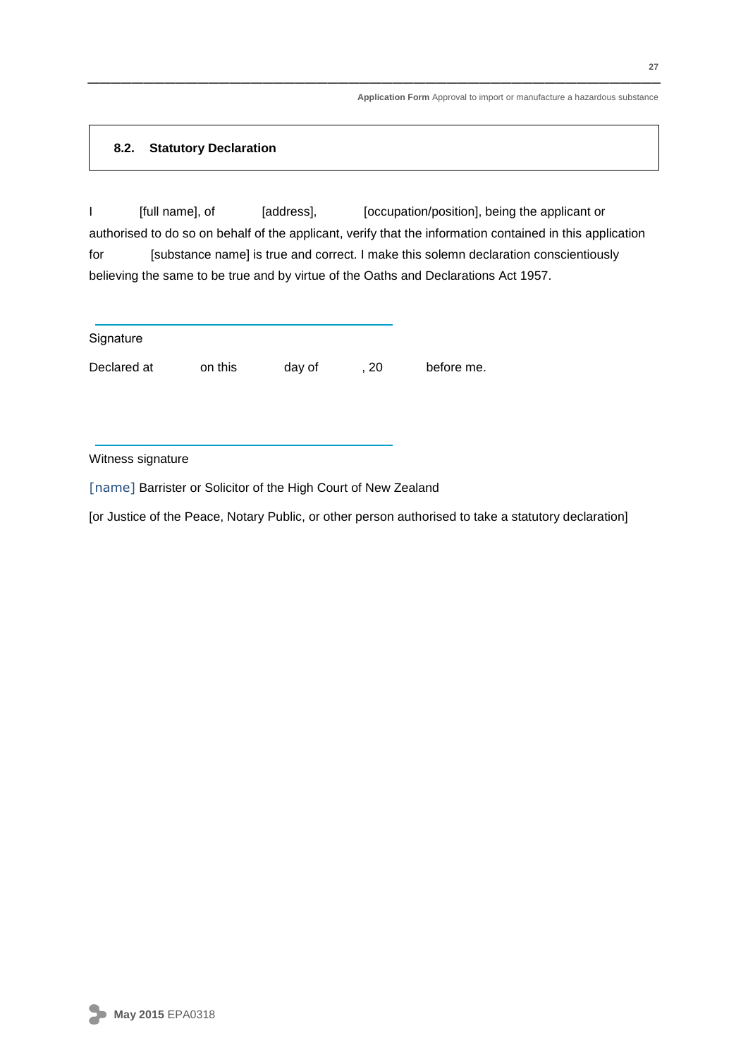## 8.2. Statutory Declaration

I [full name], of [address], [occupation/position], being the applicant or authorised to do so on behalf of the applicant, verify that the information contained in this application for [substance name] is true and correct. I make this solemn declaration conscientiously believing the same to be true and by virtue of the Oaths and Declarations Act 1957.

Signature

Declared at on this day of , 20 before me.

Witness signature

[name] Barrister or Solicitor of the High Court of New Zealand

[or Justice of the Peace, Notary Public, or other person authorised to take a statutory declaration]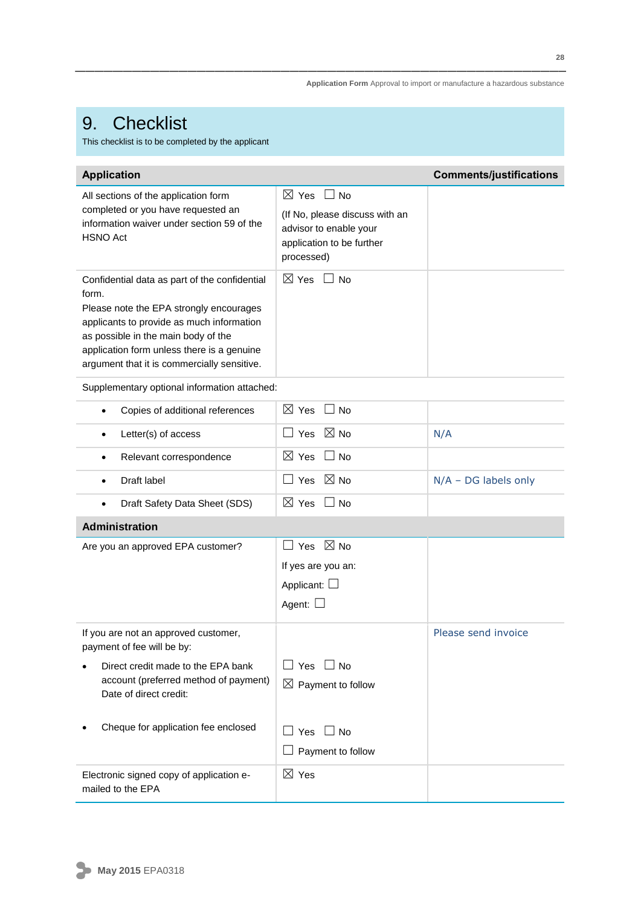# 9. Checklist

This checklist is to be completed by the applicant

| Application | | Comments/justifications |
|---|---|---|
| All sections of the application form completed or you have requested an information waiver under section 59 of the HSNO Act | ☒ Yes ☐ No<br>(If No, please discuss with an advisor to enable your application to be further processed) | |
| Confidential data as part of the confidential form.<br>Please note the EPA strongly encourages applicants to provide as much information as possible in the main body of the application form unless there is a genuine argument that it is commercially sensitive. | ☒ Yes ☐ No | |
| Supplementary optional information attached: | | |
| • Copies of additional references | ☒ Yes ☐ No | |
| • Letter(s) of access | ☐ Yes ☒ No | N/A |
| • Relevant correspondence | ☒ Yes ☐ No | |
| • Draft label | ☐ Yes ☒ No | N/A – DG labels only |
| • Draft Safety Data Sheet (SDS) | ☒ Yes ☐ No | |
| **Administration** | | |
| Are you an approved EPA customer? | ☐ Yes ☒ No<br>If yes are you an:<br>Applicant: ☐<br>Agent: ☐ | |
| If you are not an approved customer, payment of fee will be by:<br>• Direct credit made to the EPA bank account (preferred method of payment) Date of direct credit:<br>• Cheque for application fee enclosed | ☐ Yes ☐ No<br>☒ Payment to follow<br><br>☐ Yes ☐ No<br>☐ Payment to follow | Please send invoice |
| Electronic signed copy of application e-mailed to the EPA | ☒ Yes | |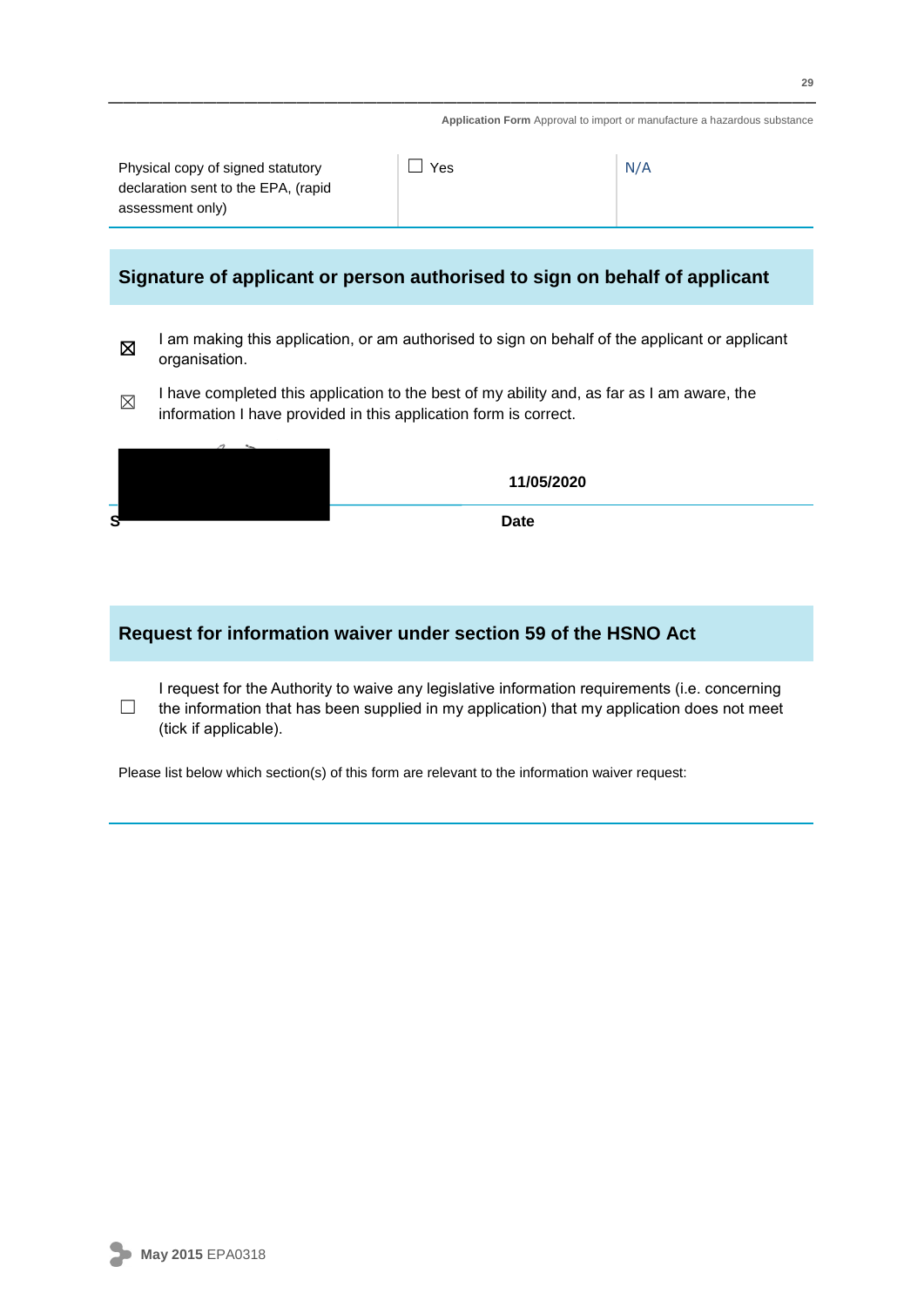| | | |
|---|---|---|
| Physical copy of signed statutory declaration sent to the EPA, (rapid assessment only) | ☐ Yes | N/A |

## Signature of applicant or person authorised to sign on behalf of applicant

☒ I am making this application, or am authorised to sign on behalf of the applicant or applicant organisation.

☒ I have completed this application to the best of my ability and, as far as I am aware, the information I have provided in this application form is correct.

| | |
|---|---|
| | **11/05/2020** |
| **S** | **Date** |

## Request for information waiver under section 59 of the HSNO Act

☐ I request for the Authority to waive any legislative information requirements (i.e. concerning the information that has been supplied in my application) that my application does not meet (tick if applicable).

Please list below which section(s) of this form are relevant to the information waiver request: